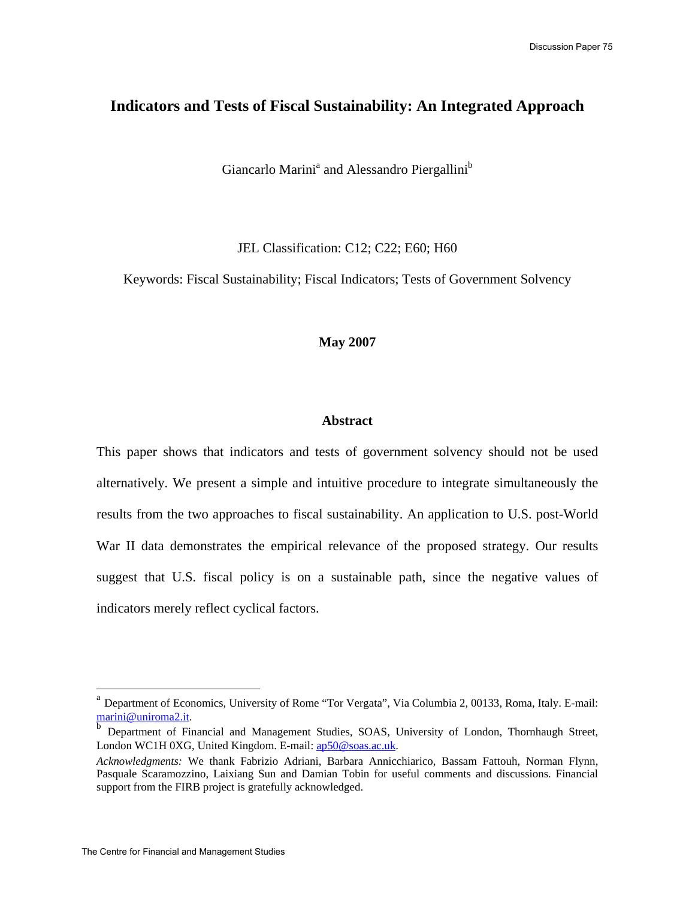# Indicators and Tests of Fiscal Sustainability: An Integrated Approach

Giancarlo Marini[a] and Alessandro Piergallini[b]

JEL Classification: C12; C22; E60; H60

Keywords: Fiscal Sustainability; Fiscal Indicators; Tests of Government Solvency

**May 2007**

## Abstract

This paper shows that indicators and tests of government solvency should not be used alternatively. We present a simple and intuitive procedure to integrate simultaneously the results from the two approaches to fiscal sustainability. An application to U.S. post-World War II data demonstrates the empirical relevance of the proposed strategy. Our results suggest that U.S. fiscal policy is on a sustainable path, since the negative values of indicators merely reflect cyclical factors.

---

[a] Department of Economics, University of Rome "Tor Vergata", Via Columbia 2, 00133, Roma, Italy. E-mail: marini@uniroma2.it.

[b] Department of Financial and Management Studies, SOAS, University of London, Thornhaugh Street, London WC1H 0XG, United Kingdom. E-mail: ap50@soas.ac.uk.

*Acknowledgments:* We thank Fabrizio Adriani, Barbara Annicchiarico, Bassam Fattouh, Norman Flynn, Pasquale Scaramozzino, Laixiang Sun and Damian Tobin for useful comments and discussions. Financial support from the FIRB project is gratefully acknowledged.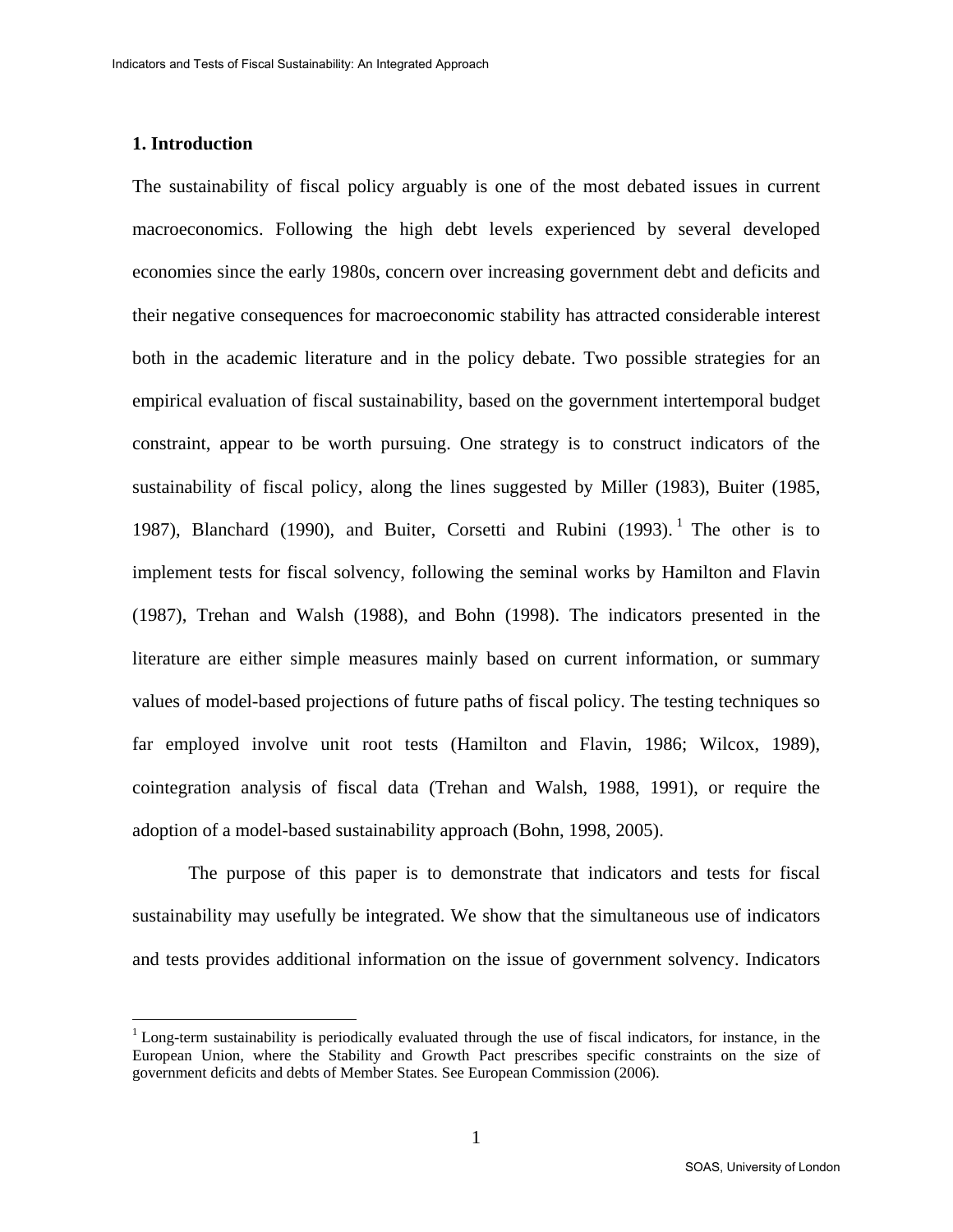## 1. Introduction

The sustainability of fiscal policy arguably is one of the most debated issues in current macroeconomics. Following the high debt levels experienced by several developed economies since the early 1980s, concern over increasing government debt and deficits and their negative consequences for macroeconomic stability has attracted considerable interest both in the academic literature and in the policy debate. Two possible strategies for an empirical evaluation of fiscal sustainability, based on the government intertemporal budget constraint, appear to be worth pursuing. One strategy is to construct indicators of the sustainability of fiscal policy, along the lines suggested by Miller (1983), Buiter (1985, 1987), Blanchard (1990), and Buiter, Corsetti and Rubini (1993).[1] The other is to implement tests for fiscal solvency, following the seminal works by Hamilton and Flavin (1987), Trehan and Walsh (1988), and Bohn (1998). The indicators presented in the literature are either simple measures mainly based on current information, or summary values of model-based projections of future paths of fiscal policy. The testing techniques so far employed involve unit root tests (Hamilton and Flavin, 1986; Wilcox, 1989), cointegration analysis of fiscal data (Trehan and Walsh, 1988, 1991), or require the adoption of a model-based sustainability approach (Bohn, 1998, 2005).

The purpose of this paper is to demonstrate that indicators and tests for fiscal sustainability may usefully be integrated. We show that the simultaneous use of indicators and tests provides additional information on the issue of government solvency. Indicators

[1] Long-term sustainability is periodically evaluated through the use of fiscal indicators, for instance, in the European Union, where the Stability and Growth Pact prescribes specific constraints on the size of government deficits and debts of Member States. See European Commission (2006).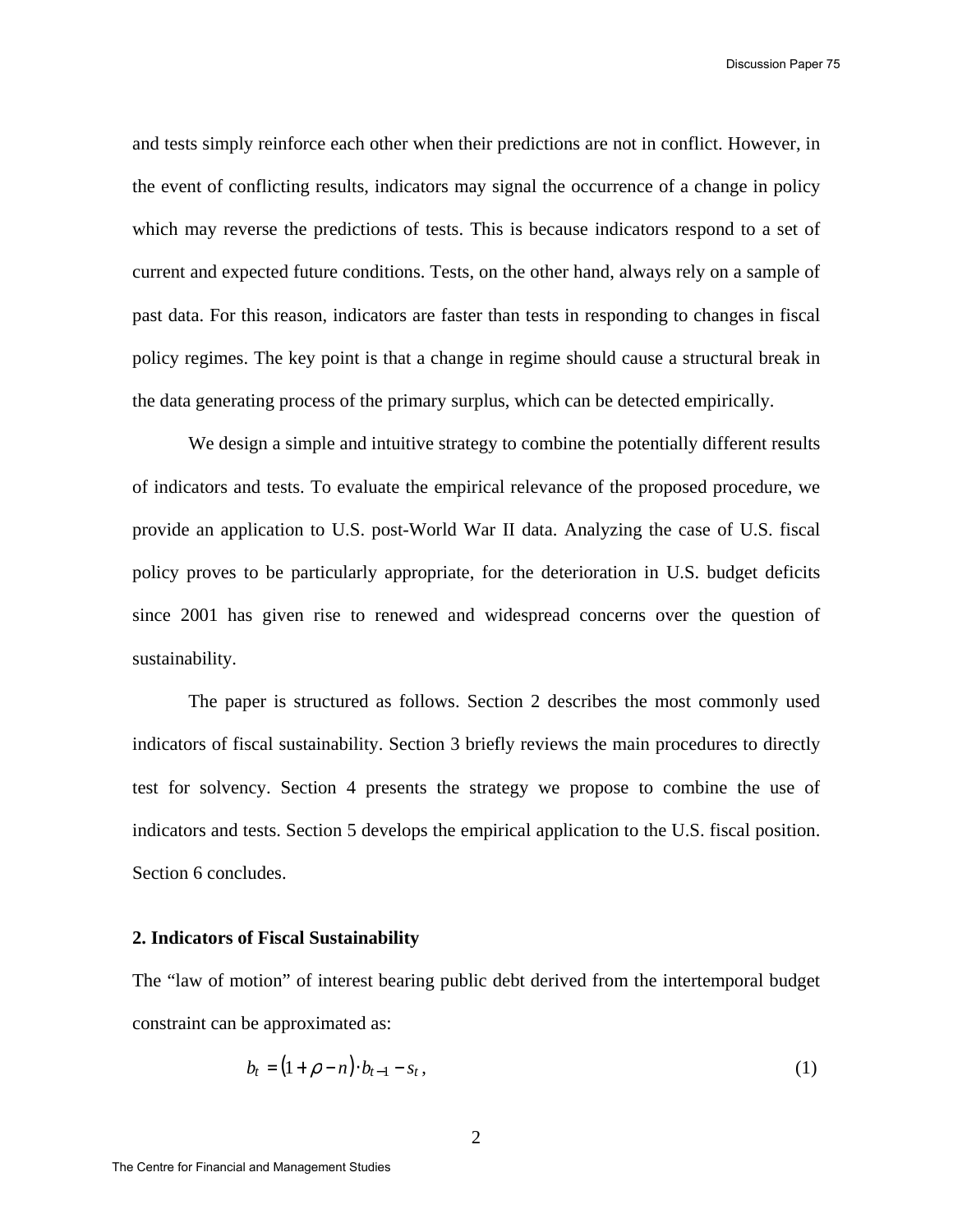and tests simply reinforce each other when their predictions are not in conflict. However, in the event of conflicting results, indicators may signal the occurrence of a change in policy which may reverse the predictions of tests. This is because indicators respond to a set of current and expected future conditions. Tests, on the other hand, always rely on a sample of past data. For this reason, indicators are faster than tests in responding to changes in fiscal policy regimes. The key point is that a change in regime should cause a structural break in the data generating process of the primary surplus, which can be detected empirically.

We design a simple and intuitive strategy to combine the potentially different results of indicators and tests. To evaluate the empirical relevance of the proposed procedure, we provide an application to U.S. post-World War II data. Analyzing the case of U.S. fiscal policy proves to be particularly appropriate, for the deterioration in U.S. budget deficits since 2001 has given rise to renewed and widespread concerns over the question of sustainability.

The paper is structured as follows. Section 2 describes the most commonly used indicators of fiscal sustainability. Section 3 briefly reviews the main procedures to directly test for solvency. Section 4 presents the strategy we propose to combine the use of indicators and tests. Section 5 develops the empirical application to the U.S. fiscal position. Section 6 concludes.

## 2. Indicators of Fiscal Sustainability

The "law of motion" of interest bearing public debt derived from the intertemporal budget constraint can be approximated as:

$$b_t = (1 + \rho - n) \cdot b_{t-1} - s_t \, , \tag{1}$$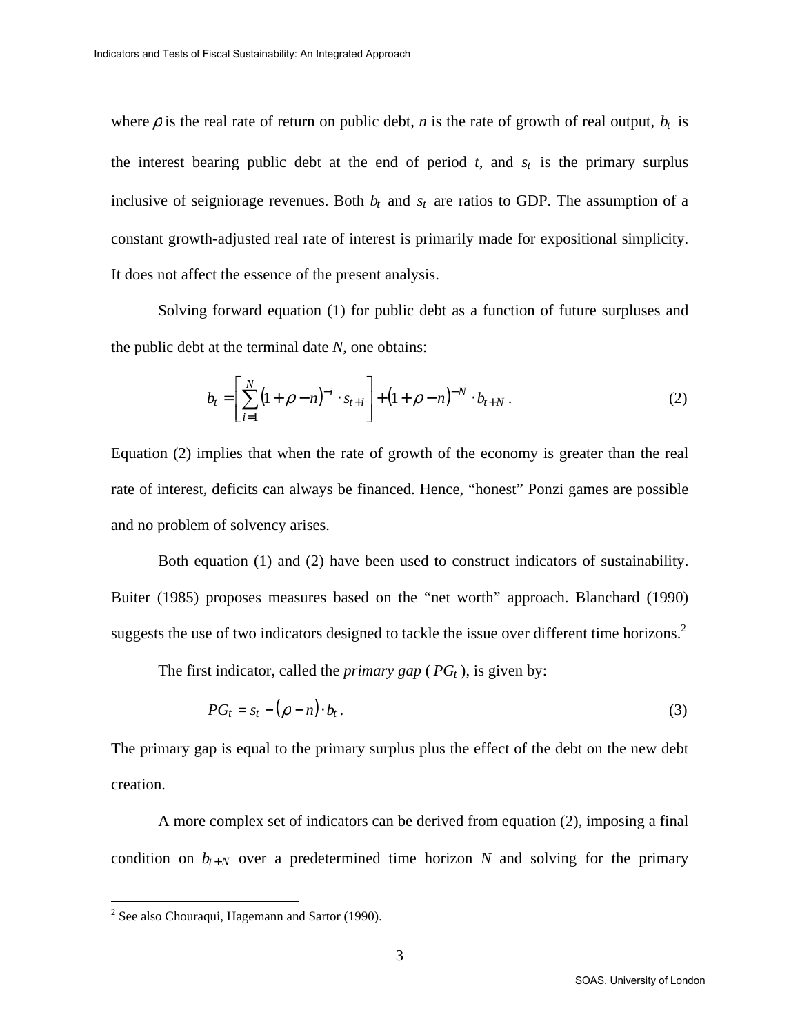where $\rho$ is the real rate of return on public debt, $n$ is the rate of growth of real output, $b_t$ is the interest bearing public debt at the end of period $t$, and $s_t$ is the primary surplus inclusive of seigniorage revenues. Both $b_t$ and $s_t$ are ratios to GDP. The assumption of a constant growth-adjusted real rate of interest is primarily made for expositional simplicity. It does not affect the essence of the present analysis.

Solving forward equation (1) for public debt as a function of future surpluses and the public debt at the terminal date $N$, one obtains:

$$b_t = \left[ \sum_{i=1}^{N} (1+\rho - n)^{-i} \cdot s_{t+i} \right] + (1+\rho - n)^{-N} \cdot b_{t+N} \, . \tag{2}$$

Equation (2) implies that when the rate of growth of the economy is greater than the real rate of interest, deficits can always be financed. Hence, "honest" Ponzi games are possible and no problem of solvency arises.

Both equation (1) and (2) have been used to construct indicators of sustainability. Buiter (1985) proposes measures based on the "net worth" approach. Blanchard (1990) suggests the use of two indicators designed to tackle the issue over different time horizons.[2]

The first indicator, called the *primary gap* ( $PG_t$ ), is given by:

$$PG_t = s_t - (\rho - n) \cdot b_t \, . \tag{3}$$

The primary gap is equal to the primary surplus plus the effect of the debt on the new debt creation.

A more complex set of indicators can be derived from equation (2), imposing a final condition on $b_{t+N}$ over a predetermined time horizon $N$ and solving for the primary

---

[2] See also Chouraqui, Hagemann and Sartor (1990).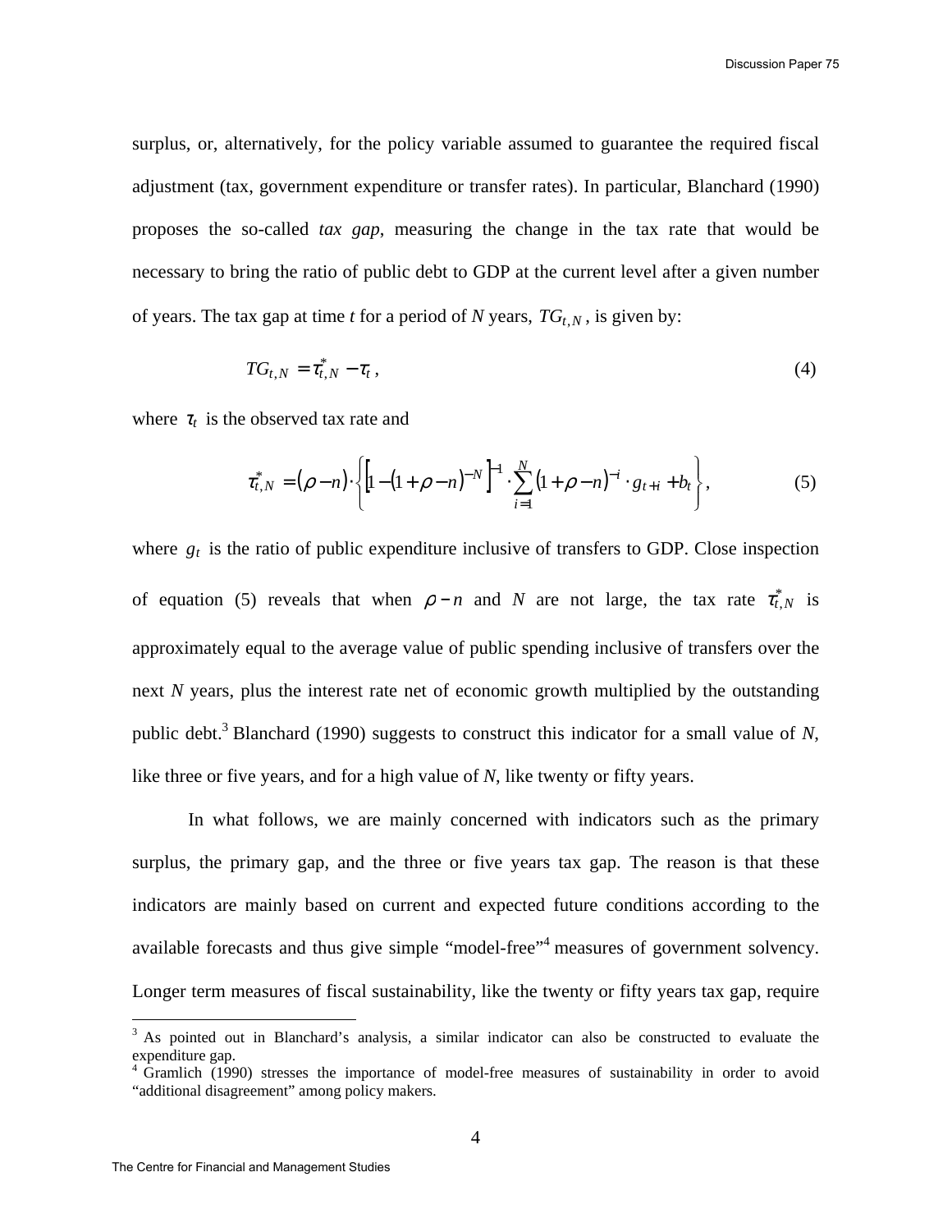surplus, or, alternatively, for the policy variable assumed to guarantee the required fiscal adjustment (tax, government expenditure or transfer rates). In particular, Blanchard (1990) proposes the so-called *tax gap*, measuring the change in the tax rate that would be necessary to bring the ratio of public debt to GDP at the current level after a given number of years. The tax gap at time *t* for a period of *N* years, $TG_{t,N}$, is given by:

$$TG_{t,N} = \tau^{*}_{t,N} - \tau_t , \tag{4}$$

where $\tau_t$ is the observed tax rate and

$$\tau^{*}_{t,N} = (\rho - n) \cdot \left\{ \left[ 1 - (1 + \rho - n)^{-N} \right]^{-1} \cdot \sum_{i=1}^{N} (1 + \rho - n)^{-i} \cdot g_{t+i} + b_t \right\}, \tag{5}$$

where $g_t$ is the ratio of public expenditure inclusive of transfers to GDP. Close inspection of equation (5) reveals that when $\rho - n$ and *N* are not large, the tax rate $\tau^{*}_{t,N}$ is approximately equal to the average value of public spending inclusive of transfers over the next *N* years, plus the interest rate net of economic growth multiplied by the outstanding public debt.[3] Blanchard (1990) suggests to construct this indicator for a small value of *N*, like three or five years, and for a high value of *N*, like twenty or fifty years.

In what follows, we are mainly concerned with indicators such as the primary surplus, the primary gap, and the three or five years tax gap. The reason is that these indicators are mainly based on current and expected future conditions according to the available forecasts and thus give simple "model-free"[4] measures of government solvency. Longer term measures of fiscal sustainability, like the twenty or fifty years tax gap, require

---

[3] As pointed out in Blanchard's analysis, a similar indicator can also be constructed to evaluate the expenditure gap.

[4] Gramlich (1990) stresses the importance of model-free measures of sustainability in order to avoid "additional disagreement" among policy makers.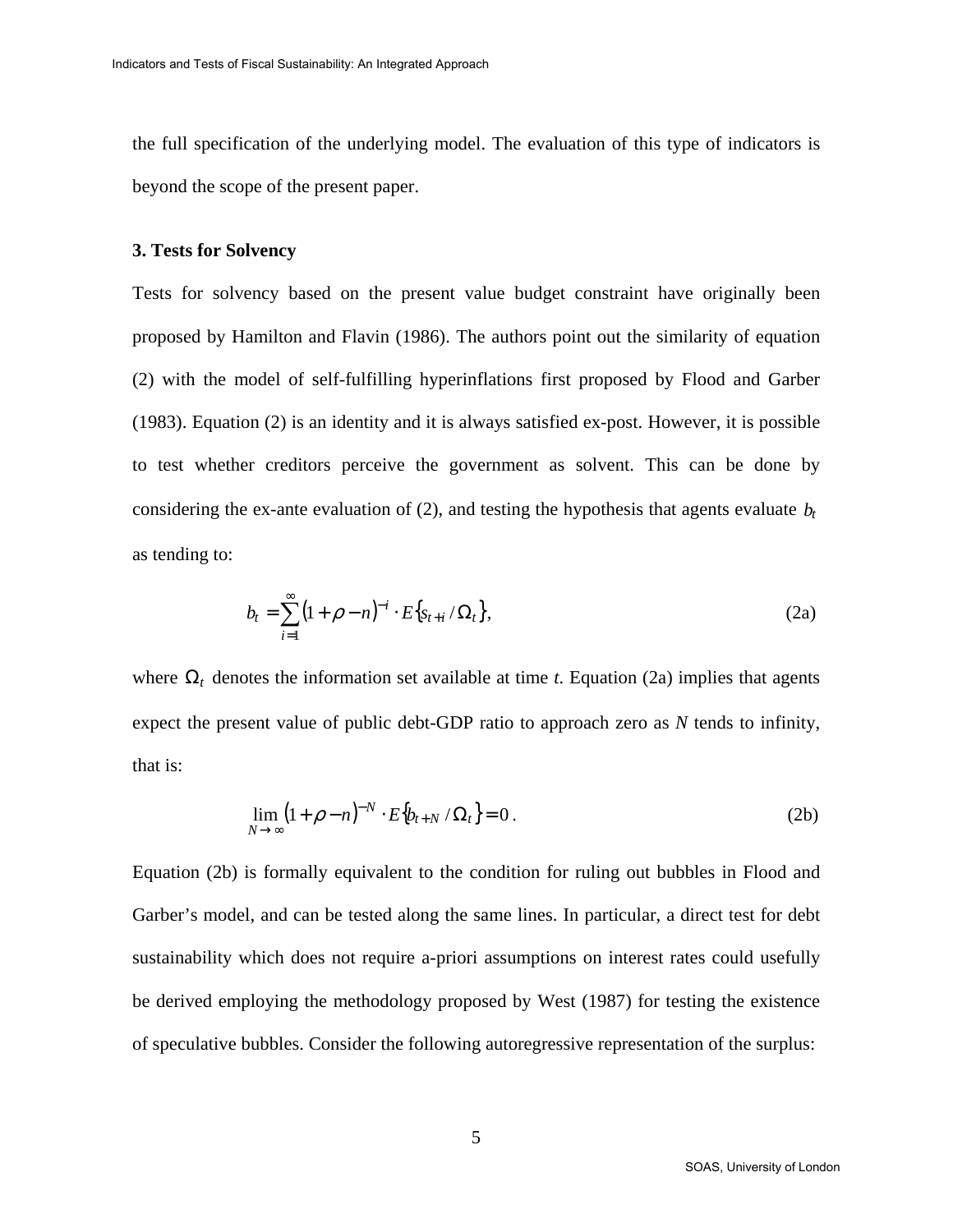the full specification of the underlying model. The evaluation of this type of indicators is beyond the scope of the present paper.

### 3. Tests for Solvency

Tests for solvency based on the present value budget constraint have originally been proposed by Hamilton and Flavin (1986). The authors point out the similarity of equation (2) with the model of self-fulfilling hyperinflations first proposed by Flood and Garber (1983). Equation (2) is an identity and it is always satisfied ex-post. However, it is possible to test whether creditors perceive the government as solvent. This can be done by considering the ex-ante evaluation of (2), and testing the hypothesis that agents evaluate $b_t$ as tending to:

$$b_t = \sum_{i=1}^{\infty} (1+\rho-n)^{-i} \cdot E\{s_{t+i} / \Omega_t\}, \tag{2a}$$

where $\Omega_t$ denotes the information set available at time *t*. Equation (2a) implies that agents expect the present value of public debt-GDP ratio to approach zero as *N* tends to infinity, that is:

$$\lim_{N \to \infty} (1+\rho-n)^{-N} \cdot E\{b_{t+N} / \Omega_t\} = 0\,. \tag{2b}$$

Equation (2b) is formally equivalent to the condition for ruling out bubbles in Flood and Garber's model, and can be tested along the same lines. In particular, a direct test for debt sustainability which does not require a-priori assumptions on interest rates could usefully be derived employing the methodology proposed by West (1987) for testing the existence of speculative bubbles. Consider the following autoregressive representation of the surplus: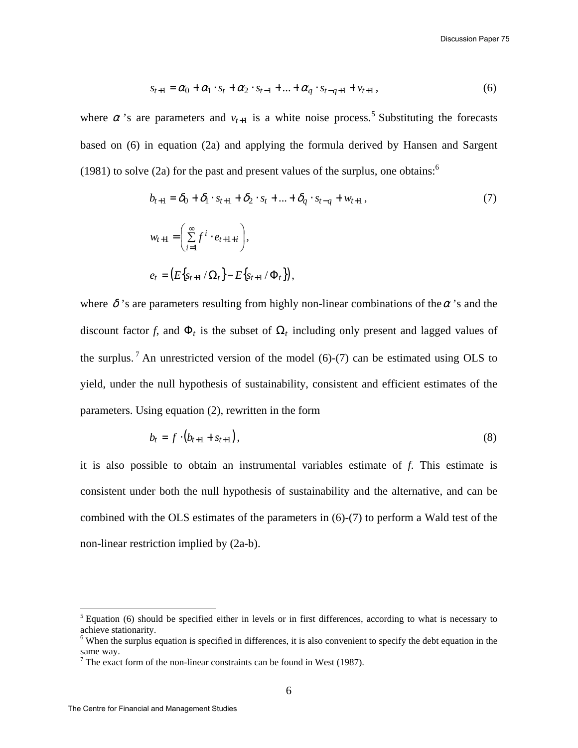$$s_{t+1} = \alpha_0 + \alpha_1 \cdot s_t + \alpha_2 \cdot s_{t-1} + ... + \alpha_q \cdot s_{t-q+1} + v_{t+1}, \tag{6}$$

where $\alpha$'s are parameters and $v_{t+1}$ is a white noise process.[5] Substituting the forecasts based on (6) in equation (2a) and applying the formula derived by Hansen and Sargent (1981) to solve (2a) for the past and present values of the surplus, one obtains:[6]

$$b_{t+1} = \delta_0 + \delta_1 \cdot s_{t+1} + \delta_2 \cdot s_t + ... + \delta_q \cdot s_{t-q} + w_{t+1}, \tag{7}$$

$$w_{t+1} = \left( \sum_{i=1}^{\infty} f^i \cdot e_{t+1+i} \right),$$

$$e_t = \left( E\{s_{t+1} / \Omega_t\} - E\{s_{t+1} / \Phi_t\} \right),$$

where $\delta$'s are parameters resulting from highly non-linear combinations of the $\alpha$'s and the discount factor *f*, and $\Phi_t$ is the subset of $\Omega_t$ including only present and lagged values of the surplus.[7] An unrestricted version of the model (6)-(7) can be estimated using OLS to yield, under the null hypothesis of sustainability, consistent and efficient estimates of the parameters. Using equation (2), rewritten in the form

$$b_t = f \cdot (b_{t+1} + s_{t+1}), \tag{8}$$

it is also possible to obtain an instrumental variables estimate of *f*. This estimate is consistent under both the null hypothesis of sustainability and the alternative, and can be combined with the OLS estimates of the parameters in (6)-(7) to perform a Wald test of the non-linear restriction implied by (2a-b).

---

[5] Equation (6) should be specified either in levels or in first differences, according to what is necessary to achieve stationarity.

[6] When the surplus equation is specified in differences, it is also convenient to specify the debt equation in the same way.

[7] The exact form of the non-linear constraints can be found in West (1987).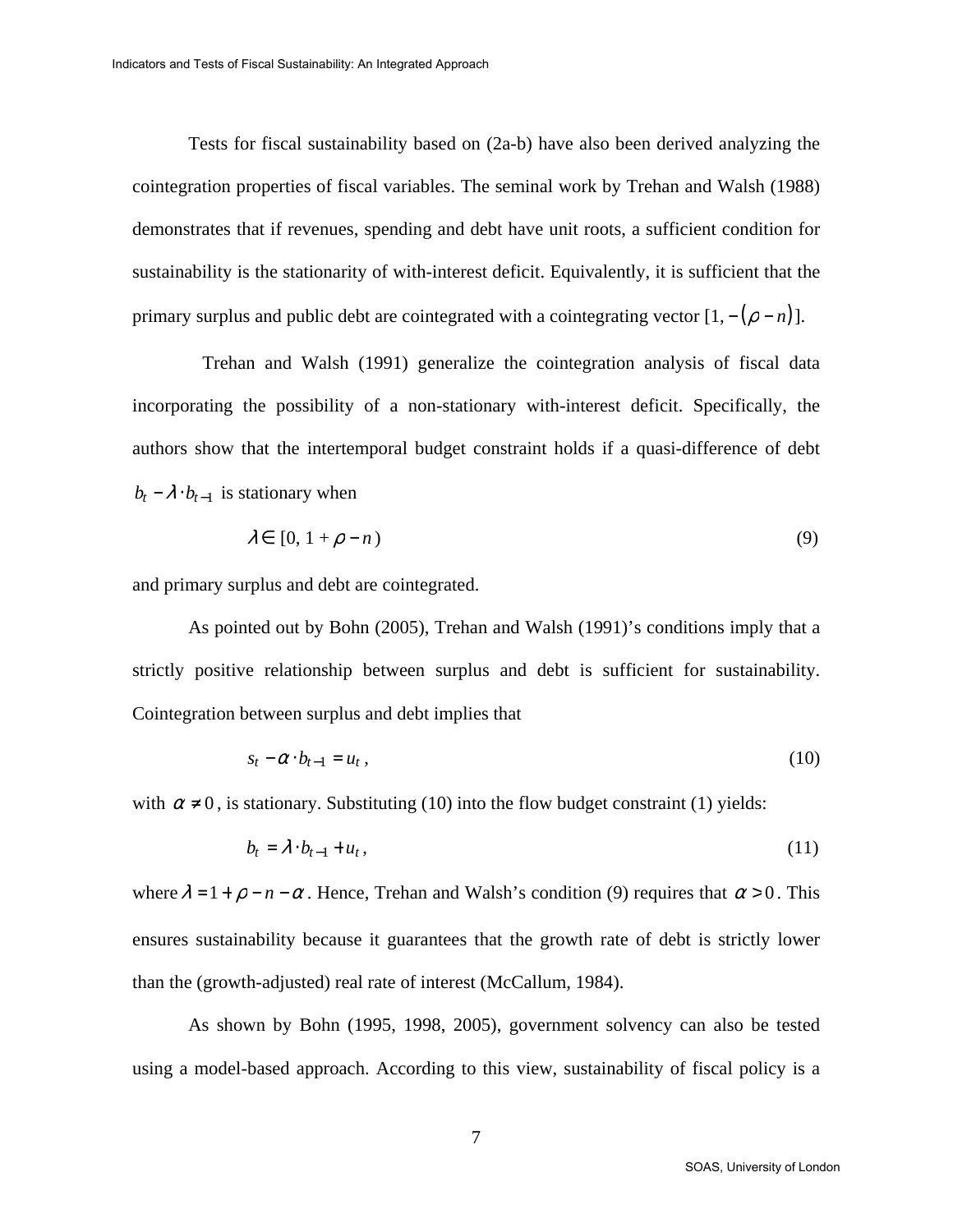Tests for fiscal sustainability based on (2a-b) have also been derived analyzing the cointegration properties of fiscal variables. The seminal work by Trehan and Walsh (1988) demonstrates that if revenues, spending and debt have unit roots, a sufficient condition for sustainability is the stationarity of with-interest deficit. Equivalently, it is sufficient that the primary surplus and public debt are cointegrated with a cointegrating vector $[1, -(\rho - n)]$.

Trehan and Walsh (1991) generalize the cointegration analysis of fiscal data incorporating the possibility of a non-stationary with-interest deficit. Specifically, the authors show that the intertemporal budget constraint holds if a quasi-difference of debt $b_t - \lambda \cdot b_{t-1}$ is stationary when

$$\lambda \in [0,\ 1 + \rho - n) \tag{9}$$

and primary surplus and debt are cointegrated.

As pointed out by Bohn (2005), Trehan and Walsh (1991)'s conditions imply that a strictly positive relationship between surplus and debt is sufficient for sustainability. Cointegration between surplus and debt implies that

$$s_t - \alpha \cdot b_{t-1} = u_t\ , \tag{10}$$

with $\alpha \neq 0$, is stationary. Substituting (10) into the flow budget constraint (1) yields:

$$b_t = \lambda \cdot b_{t-1} + u_t\ , \tag{11}$$

where $\lambda = 1 + \rho - n - \alpha$. Hence, Trehan and Walsh's condition (9) requires that $\alpha > 0$. This ensures sustainability because it guarantees that the growth rate of debt is strictly lower than the (growth-adjusted) real rate of interest (McCallum, 1984).

As shown by Bohn (1995, 1998, 2005), government solvency can also be tested using a model-based approach. According to this view, sustainability of fiscal policy is a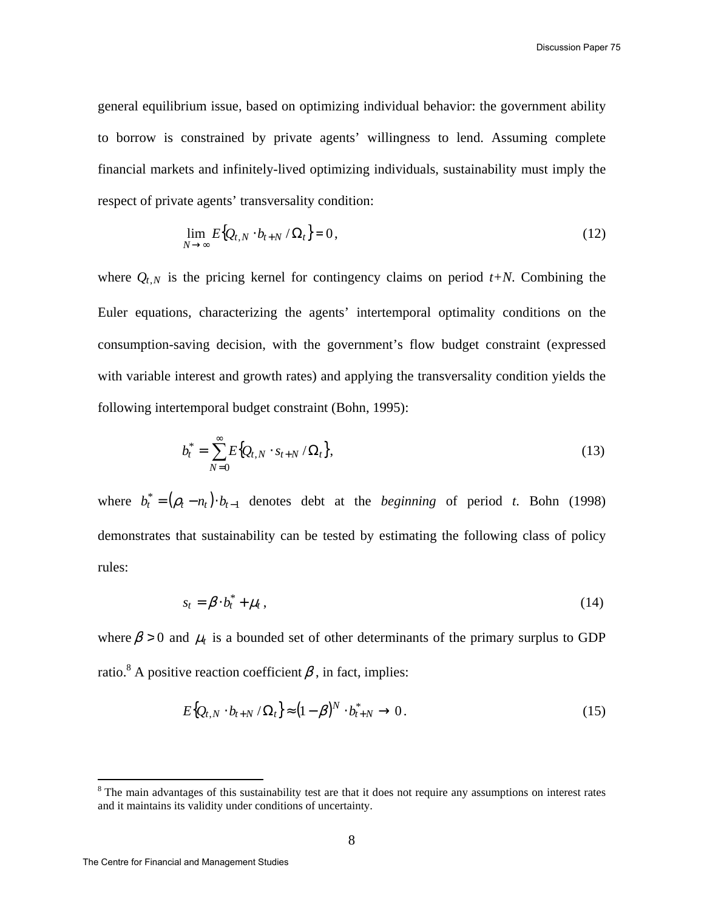general equilibrium issue, based on optimizing individual behavior: the government ability to borrow is constrained by private agents' willingness to lend. Assuming complete financial markets and infinitely-lived optimizing individuals, sustainability must imply the respect of private agents' transversality condition:

$$\lim_{N \to \infty} E\{Q_{t,N} \cdot b_{t+N} / \Omega_t\} = 0, \tag{12}$$

where $Q_{t,N}$ is the pricing kernel for contingency claims on period $t+N$. Combining the Euler equations, characterizing the agents' intertemporal optimality conditions on the consumption-saving decision, with the government's flow budget constraint (expressed with variable interest and growth rates) and applying the transversality condition yields the following intertemporal budget constraint (Bohn, 1995):

$$b_t^* = \sum_{N=0}^{\infty} E\{Q_{t,N} \cdot s_{t+N} / \Omega_t\}, \tag{13}$$

where $b_t^* = (\rho_t - n_t) \cdot b_{t-1}$ denotes debt at the *beginning* of period $t$. Bohn (1998) demonstrates that sustainability can be tested by estimating the following class of policy rules:

$$s_t = \beta \cdot b_t^* + \mu_t, \tag{14}$$

where $\beta > 0$ and $\mu_t$ is a bounded set of other determinants of the primary surplus to GDP ratio.[8] A positive reaction coefficient $\beta$, in fact, implies:

$$E\{Q_{t,N} \cdot b_{t+N} / \Omega_t\} \approx (1-\beta)^N \cdot b_{t+N}^* \to 0. \tag{15}$$

[8] The main advantages of this sustainability test are that it does not require any assumptions on interest rates and it maintains its validity under conditions of uncertainty.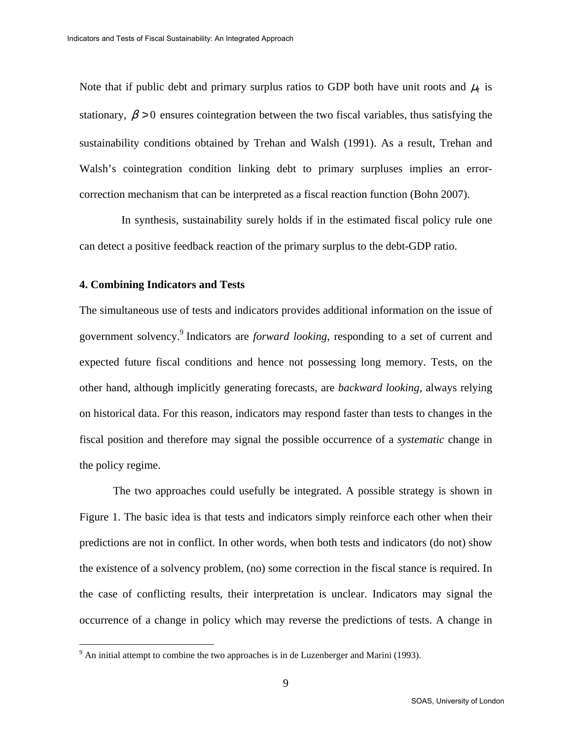Note that if public debt and primary surplus ratios to GDP both have unit roots and $\mu_t$ is stationary, $\beta > 0$ ensures cointegration between the two fiscal variables, thus satisfying the sustainability conditions obtained by Trehan and Walsh (1991). As a result, Trehan and Walsh's cointegration condition linking debt to primary surpluses implies an error-correction mechanism that can be interpreted as a fiscal reaction function (Bohn 2007).

In synthesis, sustainability surely holds if in the estimated fiscal policy rule one can detect a positive feedback reaction of the primary surplus to the debt-GDP ratio.

#### 4. Combining Indicators and Tests

The simultaneous use of tests and indicators provides additional information on the issue of government solvency.[9] Indicators are *forward looking*, responding to a set of current and expected future fiscal conditions and hence not possessing long memory. Tests, on the other hand, although implicitly generating forecasts, are *backward looking*, always relying on historical data. For this reason, indicators may respond faster than tests to changes in the fiscal position and therefore may signal the possible occurrence of a *systematic* change in the policy regime.

The two approaches could usefully be integrated. A possible strategy is shown in Figure 1. The basic idea is that tests and indicators simply reinforce each other when their predictions are not in conflict. In other words, when both tests and indicators (do not) show the existence of a solvency problem, (no) some correction in the fiscal stance is required. In the case of conflicting results, their interpretation is unclear. Indicators may signal the occurrence of a change in policy which may reverse the predictions of tests. A change in

[9] An initial attempt to combine the two approaches is in de Luzenberger and Marini (1993).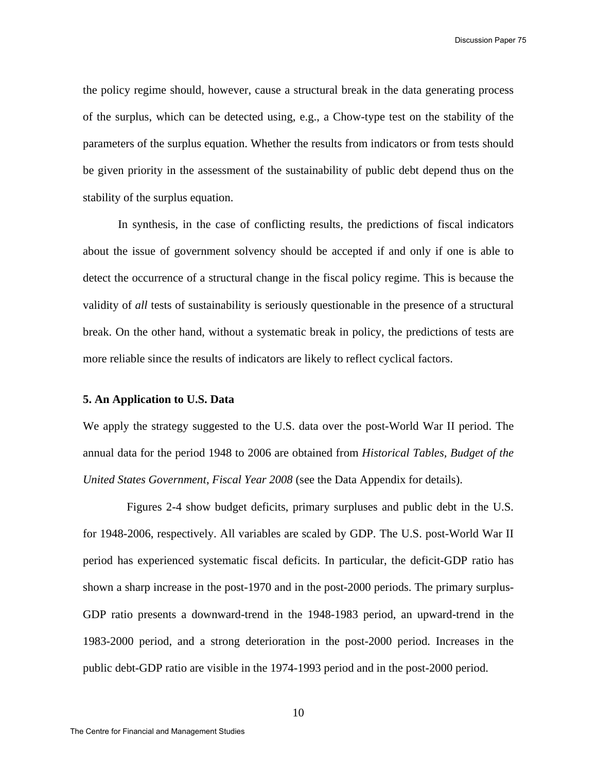the policy regime should, however, cause a structural break in the data generating process of the surplus, which can be detected using, e.g., a Chow-type test on the stability of the parameters of the surplus equation. Whether the results from indicators or from tests should be given priority in the assessment of the sustainability of public debt depend thus on the stability of the surplus equation.

In synthesis, in the case of conflicting results, the predictions of fiscal indicators about the issue of government solvency should be accepted if and only if one is able to detect the occurrence of a structural change in the fiscal policy regime. This is because the validity of *all* tests of sustainability is seriously questionable in the presence of a structural break. On the other hand, without a systematic break in policy, the predictions of tests are more reliable since the results of indicators are likely to reflect cyclical factors.

## 5. An Application to U.S. Data

We apply the strategy suggested to the U.S. data over the post-World War II period. The annual data for the period 1948 to 2006 are obtained from *Historical Tables, Budget of the United States Government*, *Fiscal Year 2008* (see the Data Appendix for details).

Figures 2-4 show budget deficits, primary surpluses and public debt in the U.S. for 1948-2006, respectively. All variables are scaled by GDP. The U.S. post-World War II period has experienced systematic fiscal deficits. In particular, the deficit-GDP ratio has shown a sharp increase in the post-1970 and in the post-2000 periods. The primary surplus-GDP ratio presents a downward-trend in the 1948-1983 period, an upward-trend in the 1983-2000 period, and a strong deterioration in the post-2000 period. Increases in the public debt-GDP ratio are visible in the 1974-1993 period and in the post-2000 period.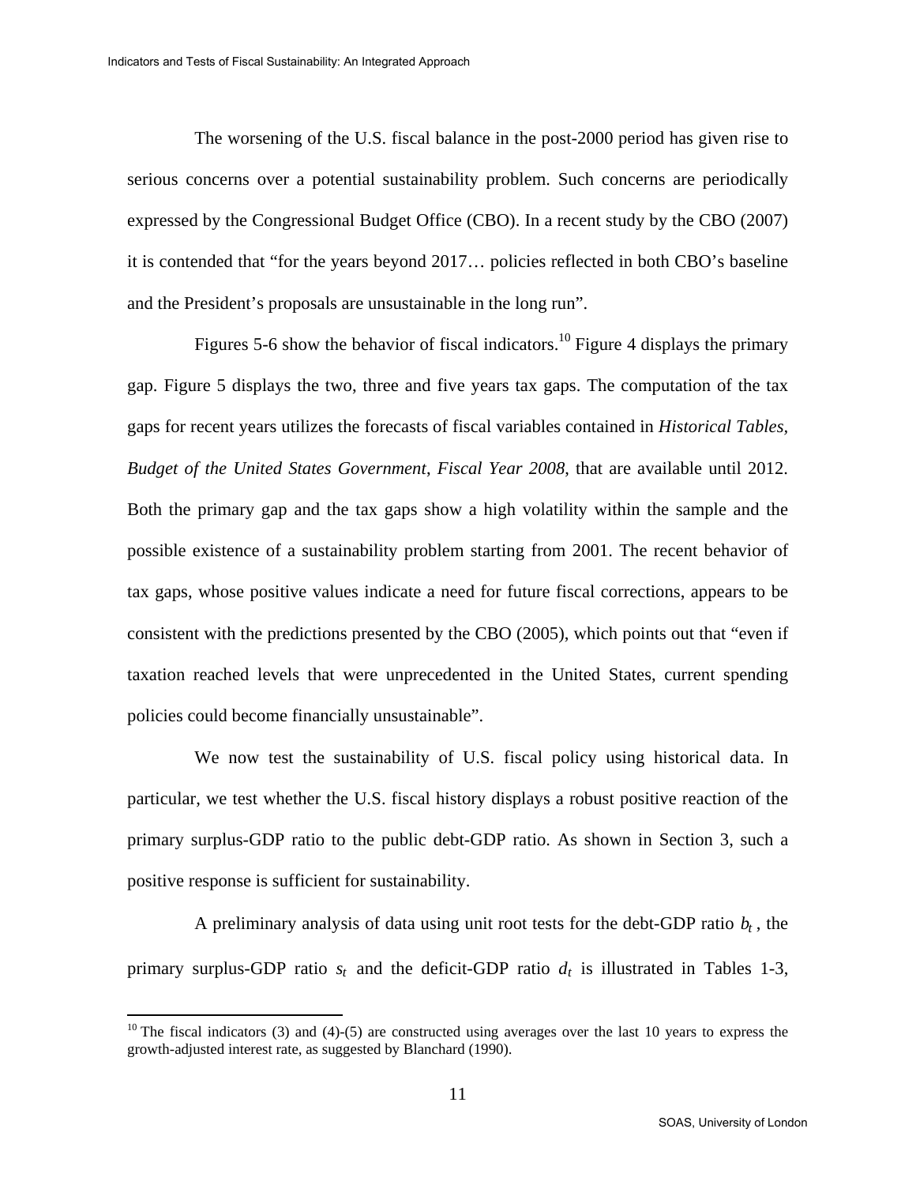The worsening of the U.S. fiscal balance in the post-2000 period has given rise to serious concerns over a potential sustainability problem. Such concerns are periodically expressed by the Congressional Budget Office (CBO). In a recent study by the CBO (2007) it is contended that "for the years beyond 2017… policies reflected in both CBO's baseline and the President's proposals are unsustainable in the long run".

Figures 5-6 show the behavior of fiscal indicators.[10] Figure 4 displays the primary gap. Figure 5 displays the two, three and five years tax gaps. The computation of the tax gaps for recent years utilizes the forecasts of fiscal variables contained in *Historical Tables, Budget of the United States Government, Fiscal Year 2008*, that are available until 2012. Both the primary gap and the tax gaps show a high volatility within the sample and the possible existence of a sustainability problem starting from 2001. The recent behavior of tax gaps, whose positive values indicate a need for future fiscal corrections, appears to be consistent with the predictions presented by the CBO (2005), which points out that "even if taxation reached levels that were unprecedented in the United States, current spending policies could become financially unsustainable".

We now test the sustainability of U.S. fiscal policy using historical data. In particular, we test whether the U.S. fiscal history displays a robust positive reaction of the primary surplus-GDP ratio to the public debt-GDP ratio. As shown in Section 3, such a positive response is sufficient for sustainability.

A preliminary analysis of data using unit root tests for the debt-GDP ratio $b_t$, the primary surplus-GDP ratio $s_t$ and the deficit-GDP ratio $d_t$ is illustrated in Tables 1-3,

[10] The fiscal indicators (3) and (4)-(5) are constructed using averages over the last 10 years to express the growth-adjusted interest rate, as suggested by Blanchard (1990).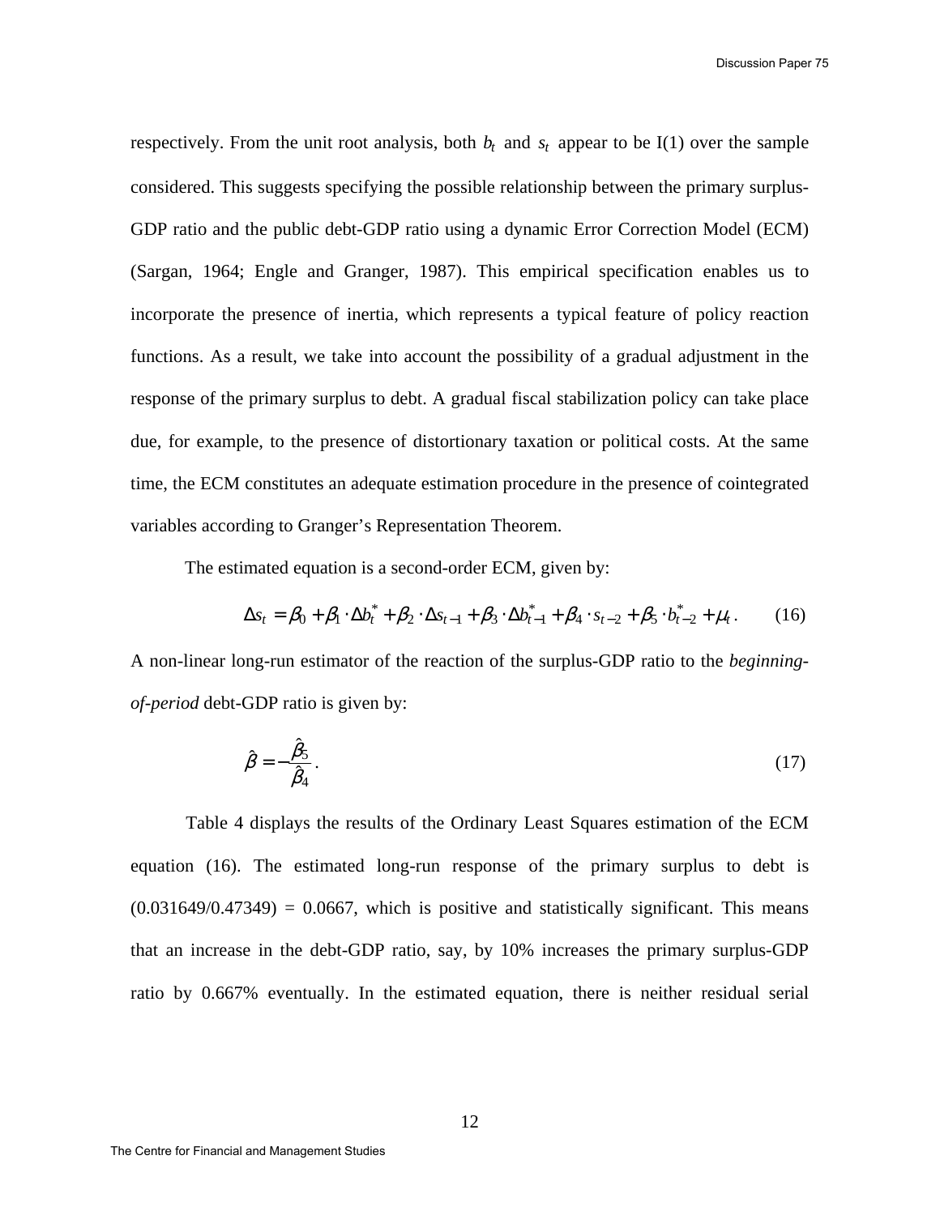respectively. From the unit root analysis, both $b_t$ and $s_t$ appear to be I(1) over the sample considered. This suggests specifying the possible relationship between the primary surplus-GDP ratio and the public debt-GDP ratio using a dynamic Error Correction Model (ECM) (Sargan, 1964; Engle and Granger, 1987). This empirical specification enables us to incorporate the presence of inertia, which represents a typical feature of policy reaction functions. As a result, we take into account the possibility of a gradual adjustment in the response of the primary surplus to debt. A gradual fiscal stabilization policy can take place due, for example, to the presence of distortionary taxation or political costs. At the same time, the ECM constitutes an adequate estimation procedure in the presence of cointegrated variables according to Granger's Representation Theorem.

The estimated equation is a second-order ECM, given by:

$$\Delta s_t = \beta_0 + \beta_1 \cdot \Delta b_t^* + \beta_2 \cdot \Delta s_{t-1} + \beta_3 \cdot \Delta b_{t-1}^* + \beta_4 \cdot s_{t-2} + \beta_5 \cdot b_{t-2}^* + \mu_t . \tag{16}$$

A non-linear long-run estimator of the reaction of the surplus-GDP ratio to the *beginning-of-period* debt-GDP ratio is given by:

$$\hat{\beta} = -\frac{\hat{\beta}_5}{\hat{\beta}_4} . \tag{17}$$

Table 4 displays the results of the Ordinary Least Squares estimation of the ECM equation (16). The estimated long-run response of the primary surplus to debt is (0.031649/0.47349) = 0.0667, which is positive and statistically significant. This means that an increase in the debt-GDP ratio, say, by 10% increases the primary surplus-GDP ratio by 0.667% eventually. In the estimated equation, there is neither residual serial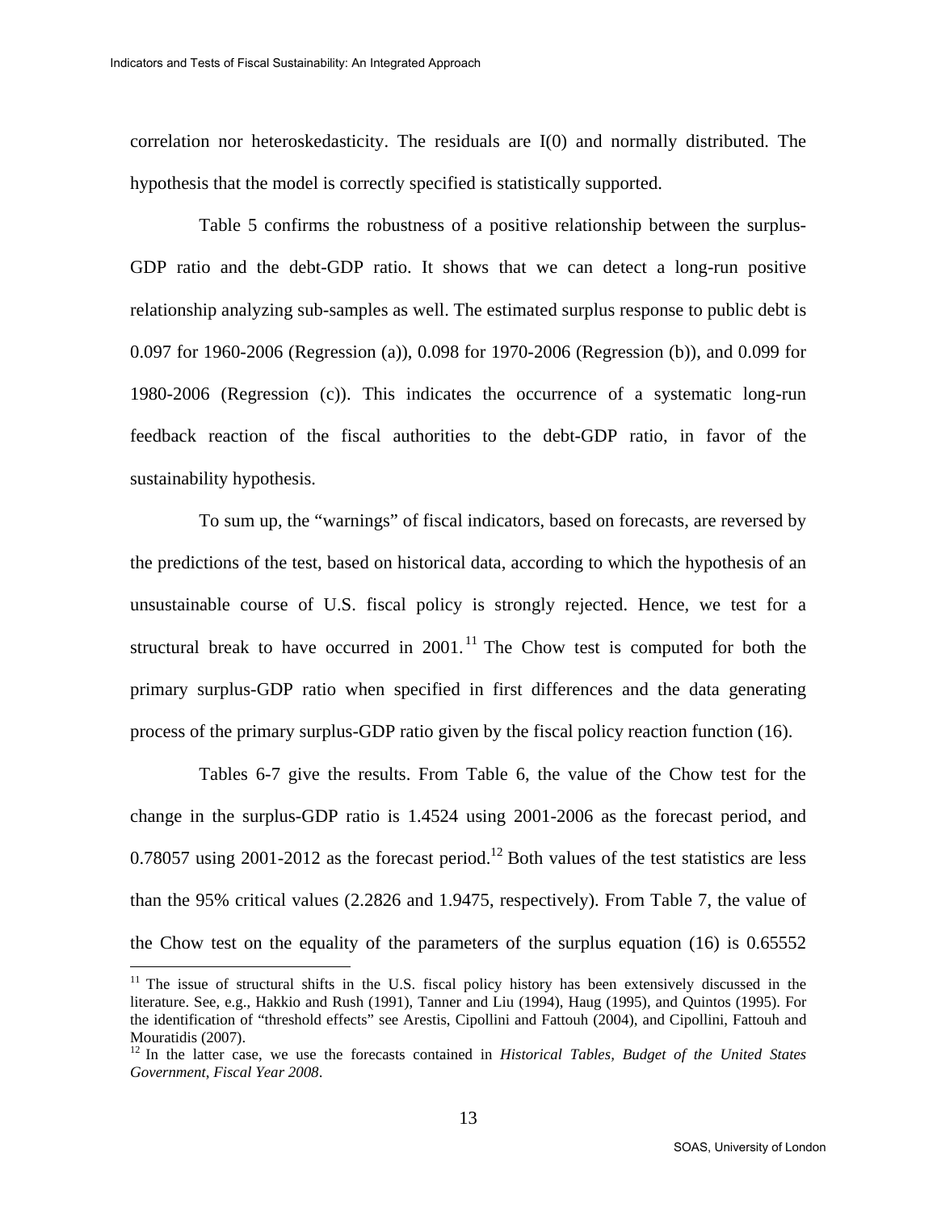correlation nor heteroskedasticity. The residuals are I(0) and normally distributed. The hypothesis that the model is correctly specified is statistically supported.

Table 5 confirms the robustness of a positive relationship between the surplus-GDP ratio and the debt-GDP ratio. It shows that we can detect a long-run positive relationship analyzing sub-samples as well. The estimated surplus response to public debt is 0.097 for 1960-2006 (Regression (a)), 0.098 for 1970-2006 (Regression (b)), and 0.099 for 1980-2006 (Regression (c)). This indicates the occurrence of a systematic long-run feedback reaction of the fiscal authorities to the debt-GDP ratio, in favor of the sustainability hypothesis.

To sum up, the "warnings" of fiscal indicators, based on forecasts, are reversed by the predictions of the test, based on historical data, according to which the hypothesis of an unsustainable course of U.S. fiscal policy is strongly rejected. Hence, we test for a structural break to have occurred in 2001.[11] The Chow test is computed for both the primary surplus-GDP ratio when specified in first differences and the data generating process of the primary surplus-GDP ratio given by the fiscal policy reaction function (16).

Tables 6-7 give the results. From Table 6, the value of the Chow test for the change in the surplus-GDP ratio is 1.4524 using 2001-2006 as the forecast period, and 0.78057 using 2001-2012 as the forecast period.[12] Both values of the test statistics are less than the 95% critical values (2.2826 and 1.9475, respectively). From Table 7, the value of the Chow test on the equality of the parameters of the surplus equation (16) is 0.65552

[11] The issue of structural shifts in the U.S. fiscal policy history has been extensively discussed in the literature. See, e.g., Hakkio and Rush (1991), Tanner and Liu (1994), Haug (1995), and Quintos (1995). For the identification of "threshold effects" see Arestis, Cipollini and Fattouh (2004), and Cipollini, Fattouh and Mouratidis (2007).

[12] In the latter case, we use the forecasts contained in *Historical Tables, Budget of the United States Government, Fiscal Year 2008*.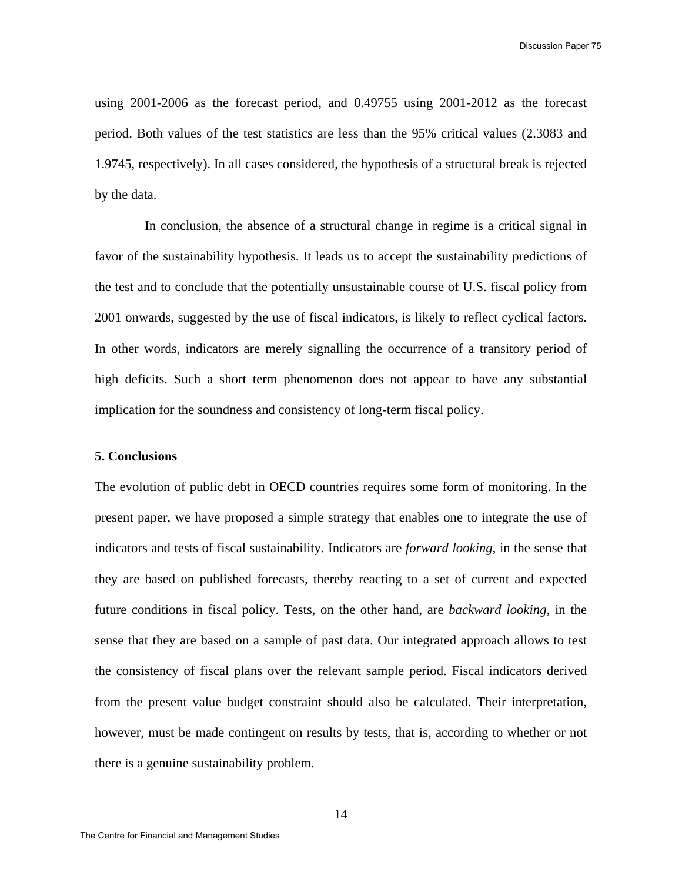using 2001-2006 as the forecast period, and 0.49755 using 2001-2012 as the forecast period. Both values of the test statistics are less than the 95% critical values (2.3083 and 1.9745, respectively). In all cases considered, the hypothesis of a structural break is rejected by the data.

In conclusion, the absence of a structural change in regime is a critical signal in favor of the sustainability hypothesis. It leads us to accept the sustainability predictions of the test and to conclude that the potentially unsustainable course of U.S. fiscal policy from 2001 onwards, suggested by the use of fiscal indicators, is likely to reflect cyclical factors. In other words, indicators are merely signalling the occurrence of a transitory period of high deficits. Such a short term phenomenon does not appear to have any substantial implication for the soundness and consistency of long-term fiscal policy.

**5. Conclusions**

The evolution of public debt in OECD countries requires some form of monitoring. In the present paper, we have proposed a simple strategy that enables one to integrate the use of indicators and tests of fiscal sustainability. Indicators are *forward looking*, in the sense that they are based on published forecasts, thereby reacting to a set of current and expected future conditions in fiscal policy. Tests, on the other hand, are *backward looking*, in the sense that they are based on a sample of past data. Our integrated approach allows to test the consistency of fiscal plans over the relevant sample period. Fiscal indicators derived from the present value budget constraint should also be calculated. Their interpretation, however, must be made contingent on results by tests, that is, according to whether or not there is a genuine sustainability problem.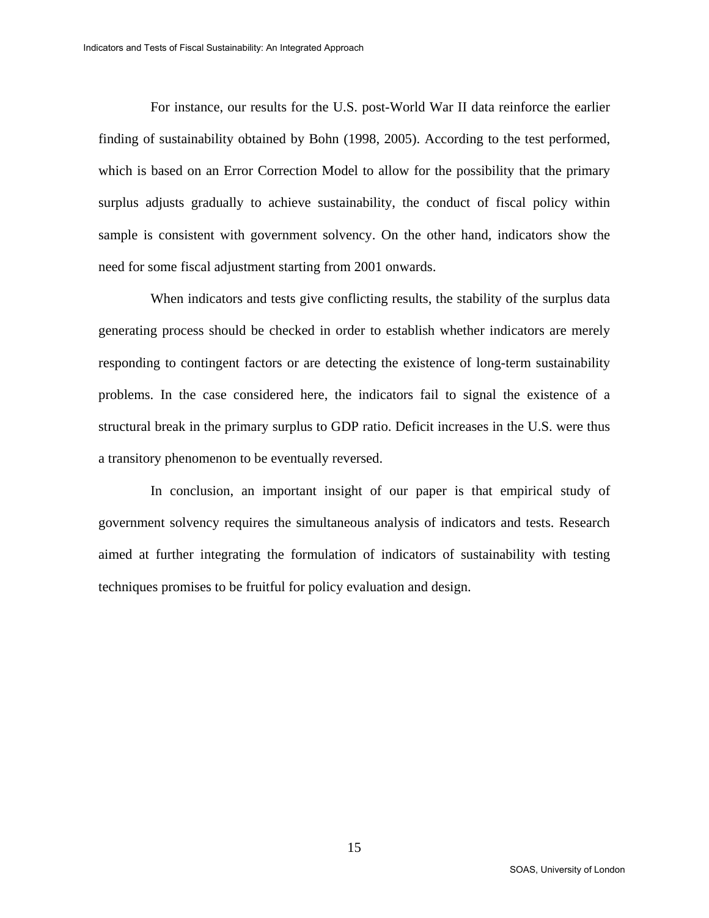For instance, our results for the U.S. post-World War II data reinforce the earlier finding of sustainability obtained by Bohn (1998, 2005). According to the test performed, which is based on an Error Correction Model to allow for the possibility that the primary surplus adjusts gradually to achieve sustainability, the conduct of fiscal policy within sample is consistent with government solvency. On the other hand, indicators show the need for some fiscal adjustment starting from 2001 onwards.

When indicators and tests give conflicting results, the stability of the surplus data generating process should be checked in order to establish whether indicators are merely responding to contingent factors or are detecting the existence of long-term sustainability problems. In the case considered here, the indicators fail to signal the existence of a structural break in the primary surplus to GDP ratio. Deficit increases in the U.S. were thus a transitory phenomenon to be eventually reversed.

In conclusion, an important insight of our paper is that empirical study of government solvency requires the simultaneous analysis of indicators and tests. Research aimed at further integrating the formulation of indicators of sustainability with testing techniques promises to be fruitful for policy evaluation and design.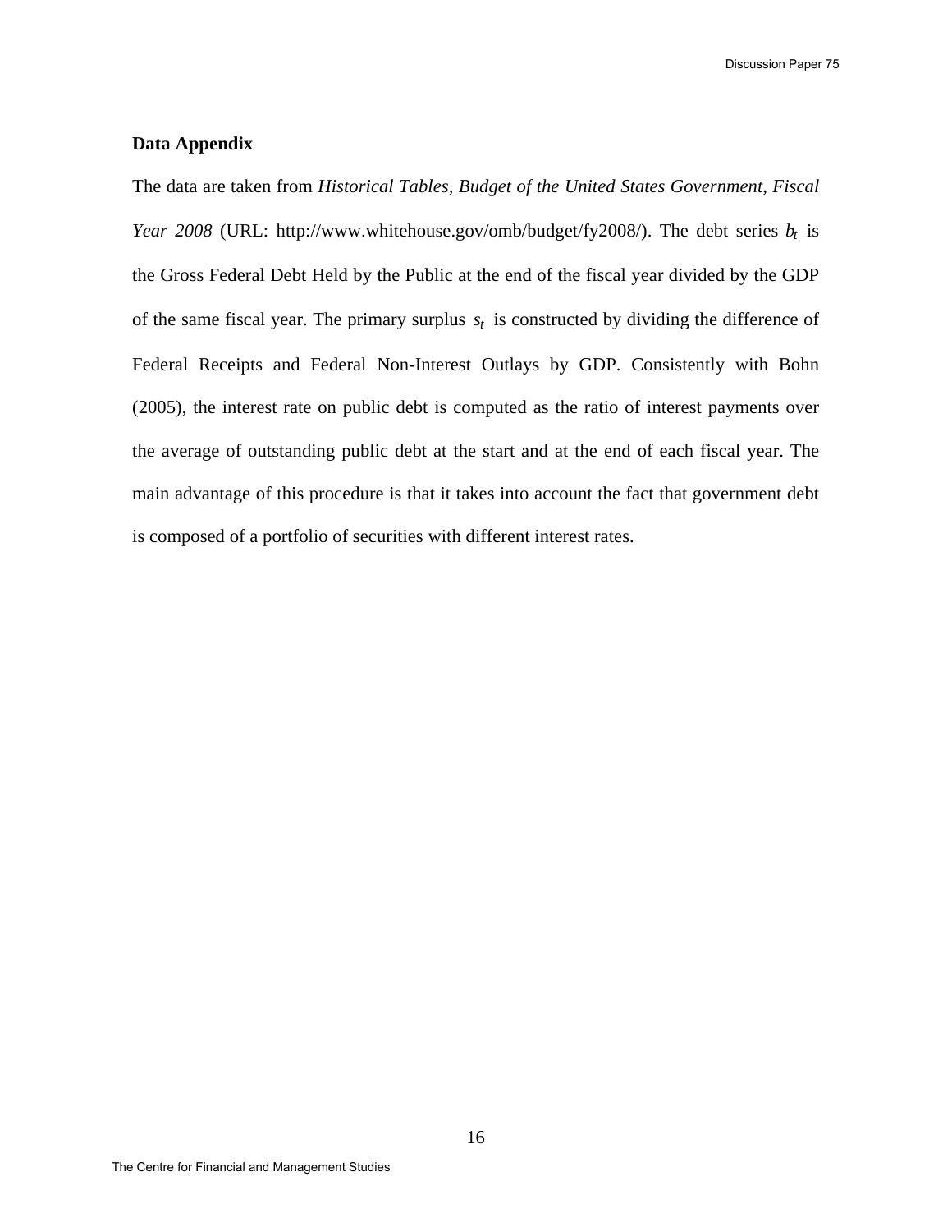## Data Appendix

The data are taken from *Historical Tables, Budget of the United States Government, Fiscal Year 2008* (URL: http://www.whitehouse.gov/omb/budget/fy2008/). The debt series $b_t$ is the Gross Federal Debt Held by the Public at the end of the fiscal year divided by the GDP of the same fiscal year. The primary surplus $s_t$ is constructed by dividing the difference of Federal Receipts and Federal Non-Interest Outlays by GDP. Consistently with Bohn (2005), the interest rate on public debt is computed as the ratio of interest payments over the average of outstanding public debt at the start and at the end of each fiscal year. The main advantage of this procedure is that it takes into account the fact that government debt is composed of a portfolio of securities with different interest rates.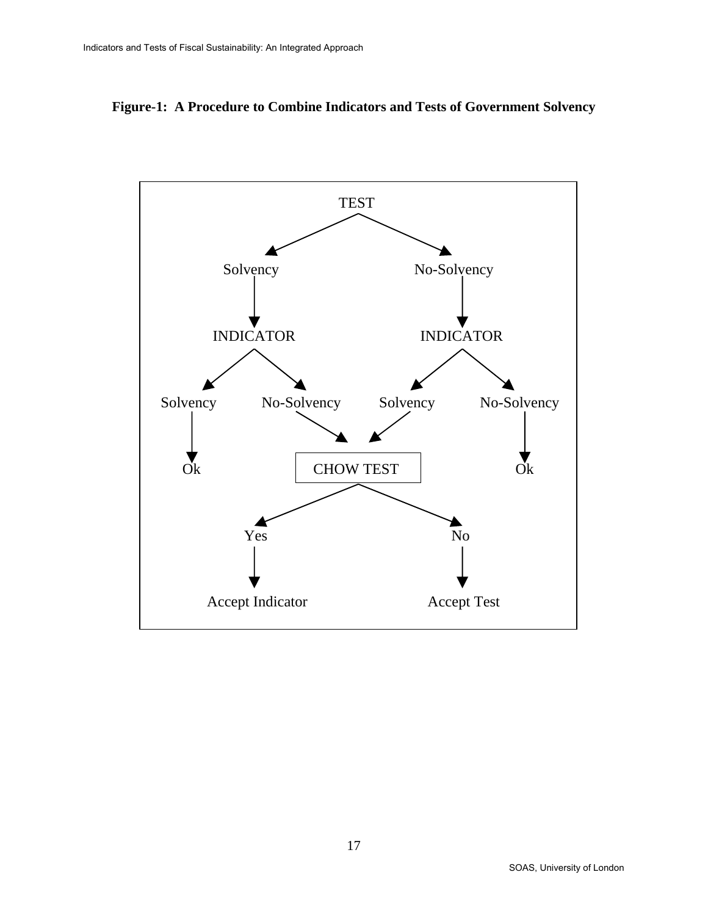**Figure-1: A Procedure to Combine Indicators and Tests of Government Solvency**

TEST

Solvency | No-Solvency

INDICATOR | INDICATOR

Solvency | No-Solvency | Solvency | No-Solvency

Ok | CHOW TEST | Ok

Yes | No

Accept Indicator | Accept Test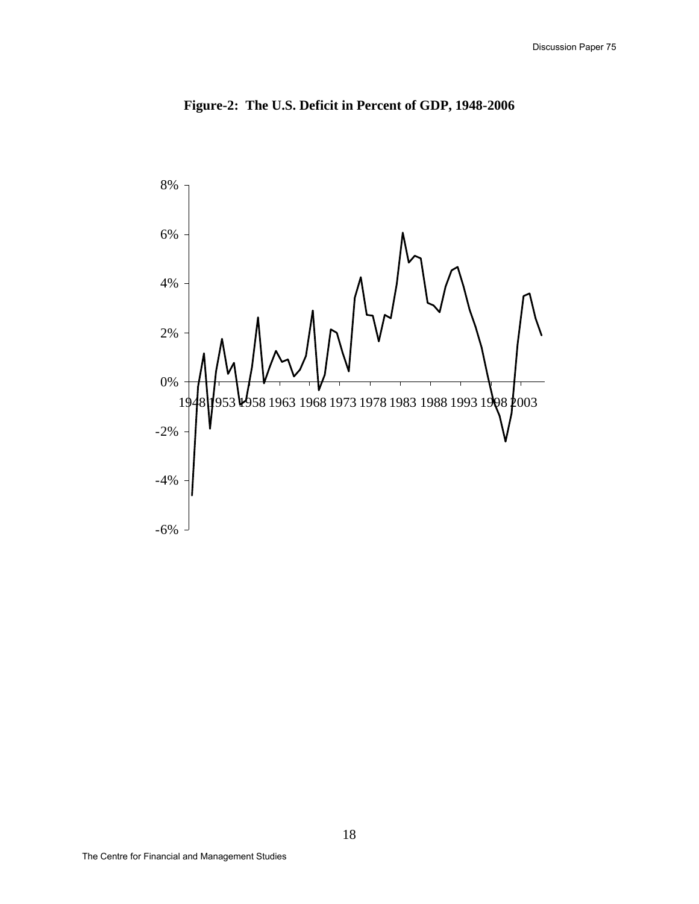**Figure-2: The U.S. Deficit in Percent of GDP, 1948-2006**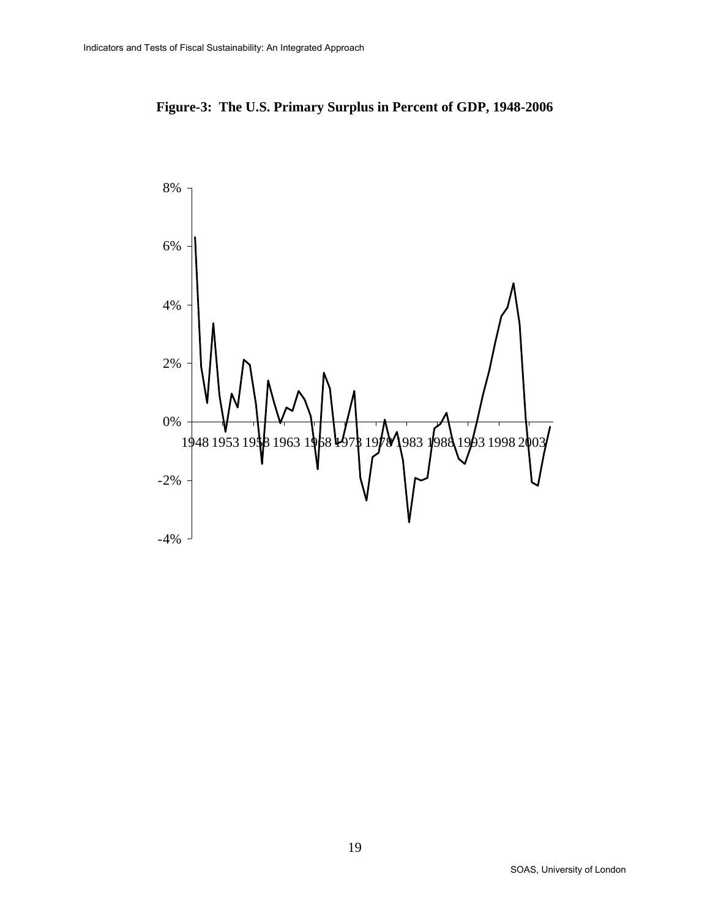**Figure-3: The U.S. Primary Surplus in Percent of GDP, 1948-2006**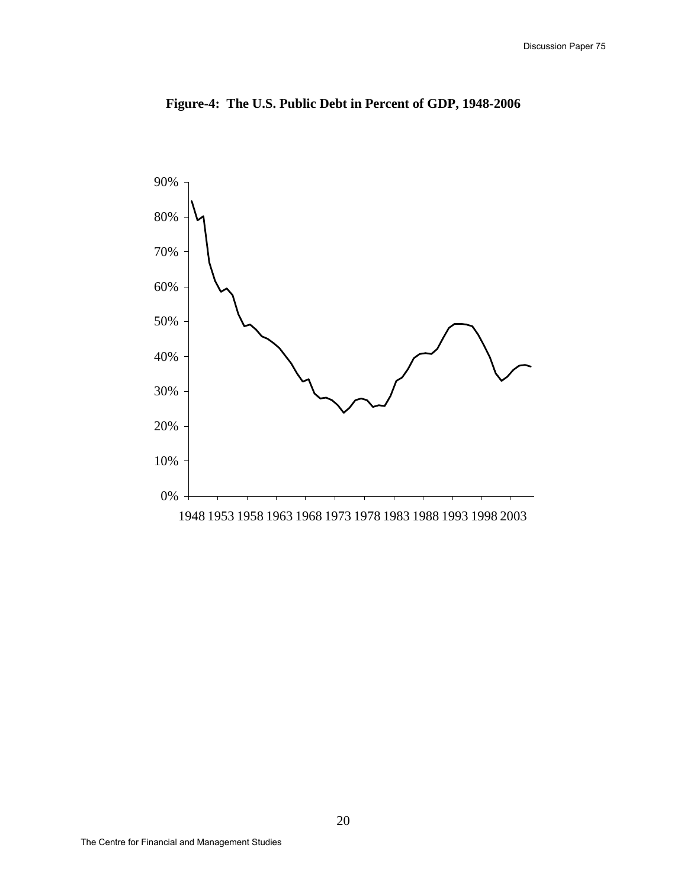**Figure-4: The U.S. Public Debt in Percent of GDP, 1948-2006**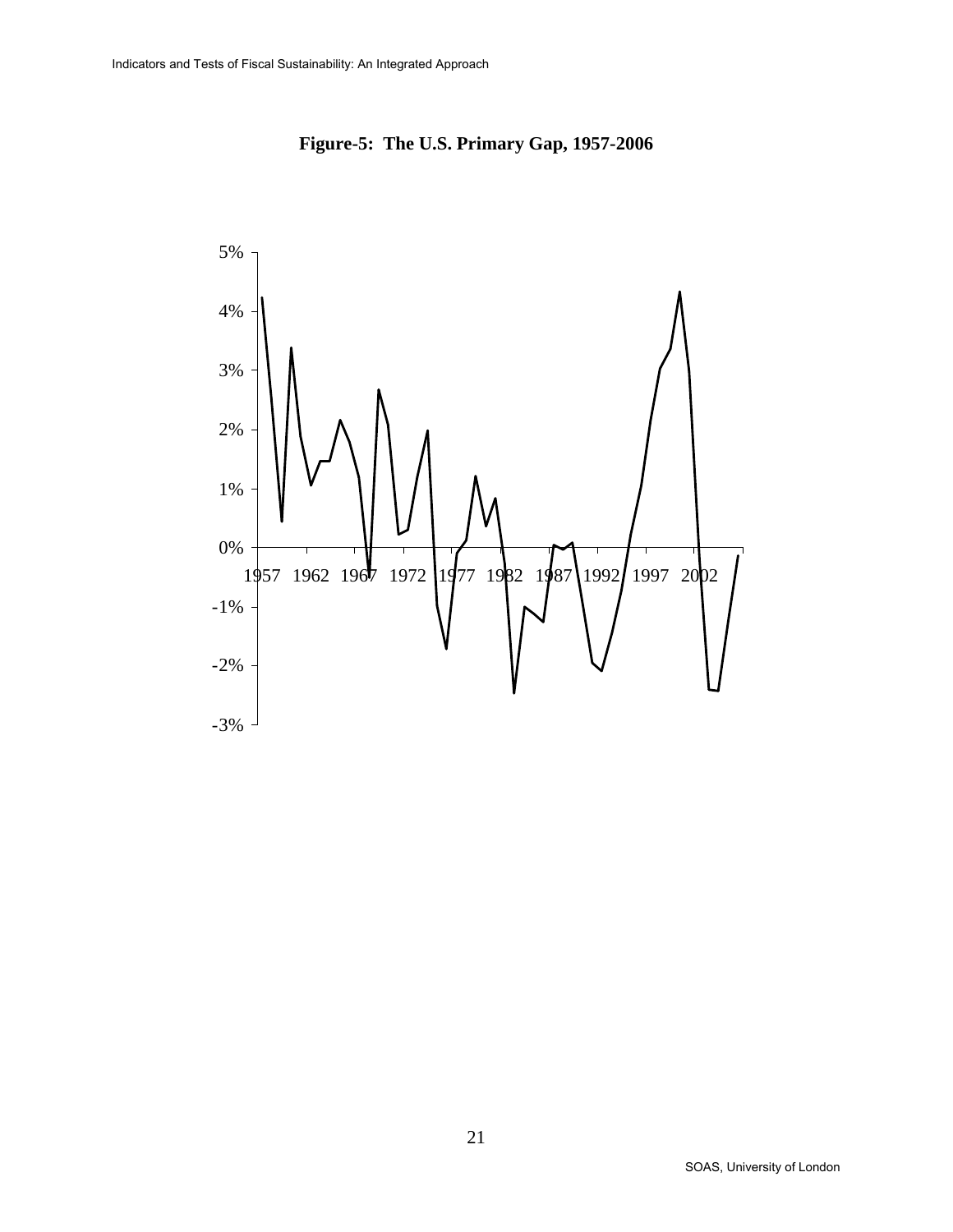**Figure-5: The U.S. Primary Gap, 1957-2006**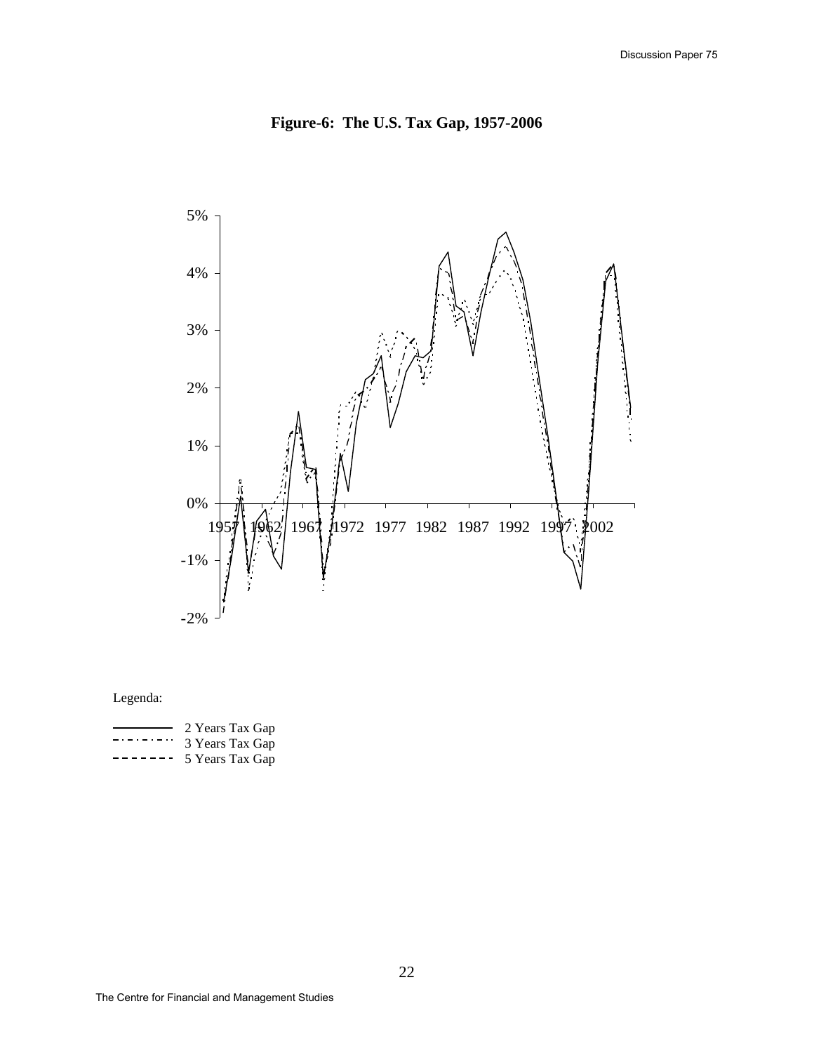**Figure-6: The U.S. Tax Gap, 1957-2006**

5%

4%

3%

2%

1%

0%

-1%

-2%

1957 1962 1967 1972 1977 1982 1987 1992 1997 2002

Legenda:

2 Years Tax Gap
3 Years Tax Gap
5 Years Tax Gap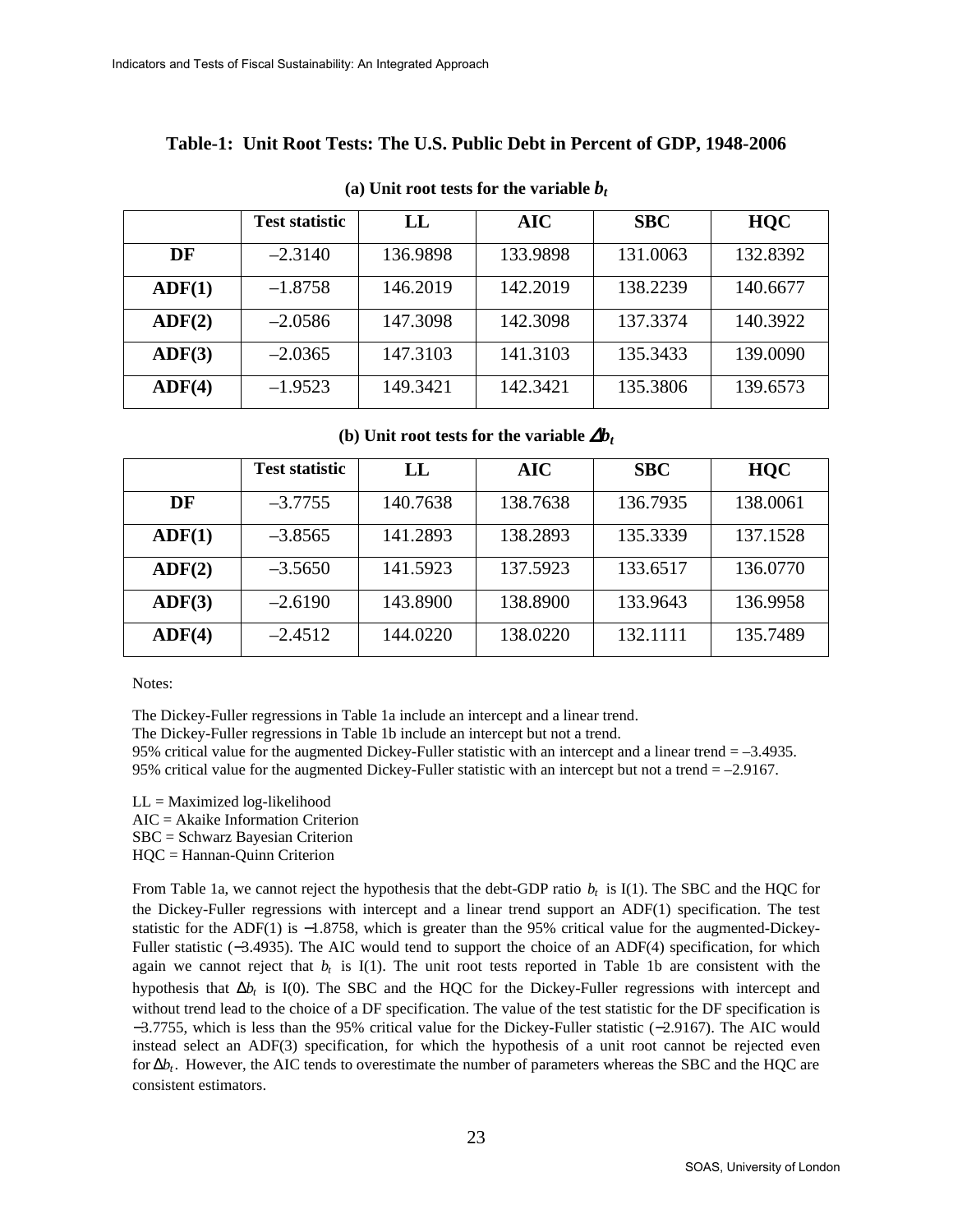## Table-1: Unit Root Tests: The U.S. Public Debt in Percent of GDP, 1948-2006

**(a) Unit root tests for the variable $b_t$**

| | Test statistic | LL | AIC | SBC | HQC |
|---|---|---|---|---|---|
| **DF** | –2.3140 | 136.9898 | 133.9898 | 131.0063 | 132.8392 |
| **ADF(1)** | –1.8758 | 146.2019 | 142.2019 | 138.2239 | 140.6677 |
| **ADF(2)** | –2.0586 | 147.3098 | 142.3098 | 137.3374 | 140.3922 |
| **ADF(3)** | –2.0365 | 147.3103 | 141.3103 | 135.3433 | 139.0090 |
| **ADF(4)** | –1.9523 | 149.3421 | 142.3421 | 135.3806 | 139.6573 |

**(b) Unit root tests for the variable $\Delta b_t$**

| | Test statistic | LL | AIC | SBC | HQC |
|---|---|---|---|---|---|
| **DF** | –3.7755 | 140.7638 | 138.7638 | 136.7935 | 138.0061 |
| **ADF(1)** | –3.8565 | 141.2893 | 138.2893 | 135.3339 | 137.1528 |
| **ADF(2)** | –3.5650 | 141.5923 | 137.5923 | 133.6517 | 136.0770 |
| **ADF(3)** | –2.6190 | 143.8900 | 138.8900 | 133.9643 | 136.9958 |
| **ADF(4)** | –2.4512 | 144.0220 | 138.0220 | 132.1111 | 135.7489 |

Notes:

The Dickey-Fuller regressions in Table 1a include an intercept and a linear trend.
The Dickey-Fuller regressions in Table 1b include an intercept but not a trend.
95% critical value for the augmented Dickey-Fuller statistic with an intercept and a linear trend = –3.4935.
95% critical value for the augmented Dickey-Fuller statistic with an intercept but not a trend = –2.9167.

LL = Maximized log-likelihood
AIC = Akaike Information Criterion
SBC = Schwarz Bayesian Criterion
HQC = Hannan-Quinn Criterion

From Table 1a, we cannot reject the hypothesis that the debt-GDP ratio $b_t$ is I(1). The SBC and the HQC for the Dickey-Fuller regressions with intercept and a linear trend support an ADF(1) specification. The test statistic for the ADF(1) is −1.8758, which is greater than the 95% critical value for the augmented-Dickey-Fuller statistic (−3.4935). The AIC would tend to support the choice of an ADF(4) specification, for which again we cannot reject that $b_t$ is I(1). The unit root tests reported in Table 1b are consistent with the hypothesis that $\Delta b_t$ is I(0). The SBC and the HQC for the Dickey-Fuller regressions with intercept and without trend lead to the choice of a DF specification. The value of the test statistic for the DF specification is −3.7755, which is less than the 95% critical value for the Dickey-Fuller statistic (−2.9167). The AIC would instead select an ADF(3) specification, for which the hypothesis of a unit root cannot be rejected even for $\Delta b_t$. However, the AIC tends to overestimate the number of parameters whereas the SBC and the HQC are consistent estimators.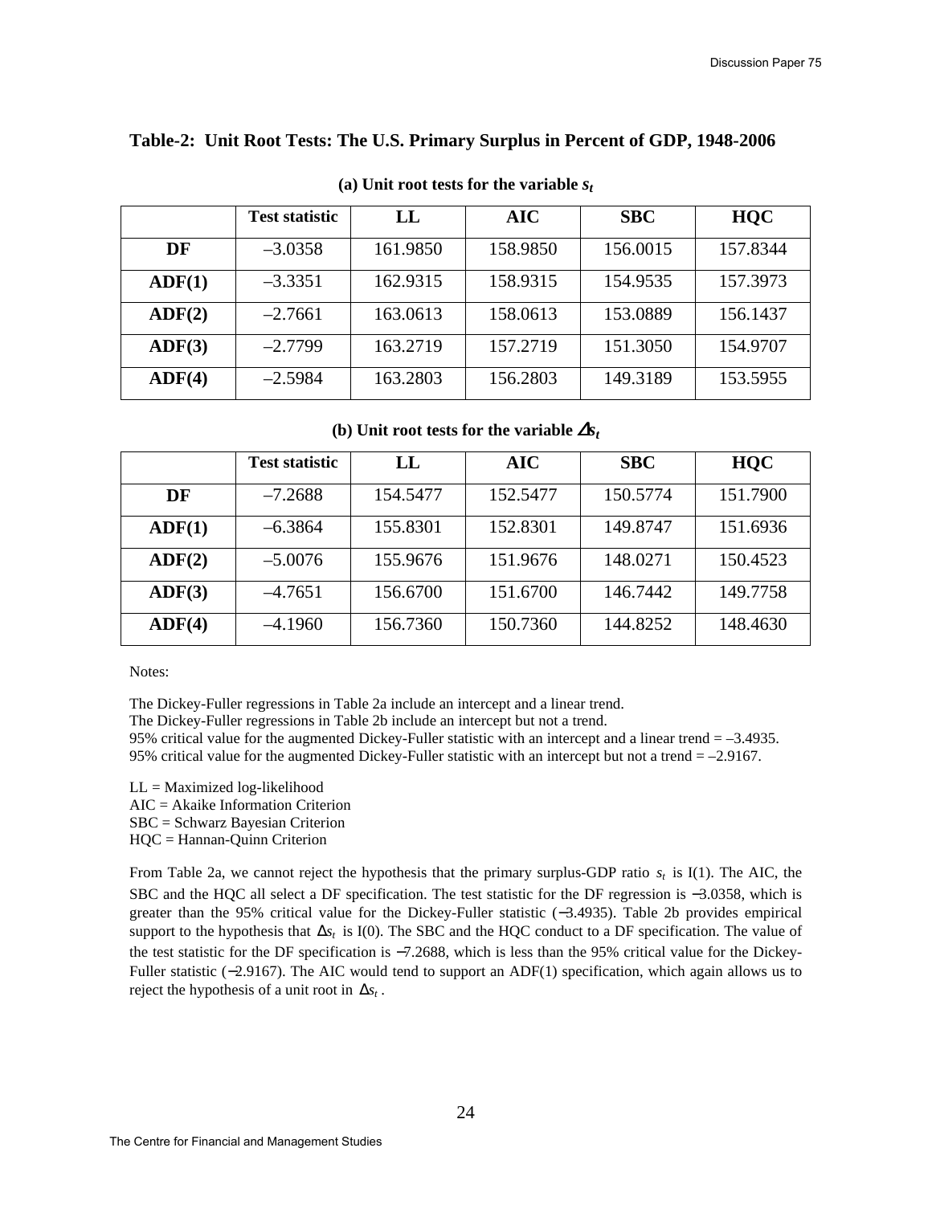## Table-2: Unit Root Tests: The U.S. Primary Surplus in Percent of GDP, 1948-2006

### (a) Unit root tests for the variable $s_t$

| | Test statistic | LL | AIC | SBC | HQC |
|---|---|---|---|---|---|
| **DF** | –3.0358 | 161.9850 | 158.9850 | 156.0015 | 157.8344 |
| **ADF(1)** | –3.3351 | 162.9315 | 158.9315 | 154.9535 | 157.3973 |
| **ADF(2)** | –2.7661 | 163.0613 | 158.0613 | 153.0889 | 156.1437 |
| **ADF(3)** | –2.7799 | 163.2719 | 157.2719 | 151.3050 | 154.9707 |
| **ADF(4)** | –2.5984 | 163.2803 | 156.2803 | 149.3189 | 153.5955 |

### (b) Unit root tests for the variable $\Delta s_t$

| | Test statistic | LL | AIC | SBC | HQC |
|---|---|---|---|---|---|
| **DF** | –7.2688 | 154.5477 | 152.5477 | 150.5774 | 151.7900 |
| **ADF(1)** | –6.3864 | 155.8301 | 152.8301 | 149.8747 | 151.6936 |
| **ADF(2)** | –5.0076 | 155.9676 | 151.9676 | 148.0271 | 150.4523 |
| **ADF(3)** | –4.7651 | 156.6700 | 151.6700 | 146.7442 | 149.7758 |
| **ADF(4)** | –4.1960 | 156.7360 | 150.7360 | 144.8252 | 148.4630 |

Notes:

The Dickey-Fuller regressions in Table 2a include an intercept and a linear trend.
The Dickey-Fuller regressions in Table 2b include an intercept but not a trend.
95% critical value for the augmented Dickey-Fuller statistic with an intercept and a linear trend = –3.4935.
95% critical value for the augmented Dickey-Fuller statistic with an intercept but not a trend = –2.9167.

LL = Maximized log-likelihood
AIC = Akaike Information Criterion
SBC = Schwarz Bayesian Criterion
HQC = Hannan-Quinn Criterion

From Table 2a, we cannot reject the hypothesis that the primary surplus-GDP ratio $s_t$ is I(1). The AIC, the SBC and the HQC all select a DF specification. The test statistic for the DF regression is −3.0358, which is greater than the 95% critical value for the Dickey-Fuller statistic (−3.4935). Table 2b provides empirical support to the hypothesis that $\Delta s_t$ is I(0). The SBC and the HQC conduct to a DF specification. The value of the test statistic for the DF specification is −7.2688, which is less than the 95% critical value for the Dickey-Fuller statistic (−2.9167). The AIC would tend to support an ADF(1) specification, which again allows us to reject the hypothesis of a unit root in $\Delta s_t$.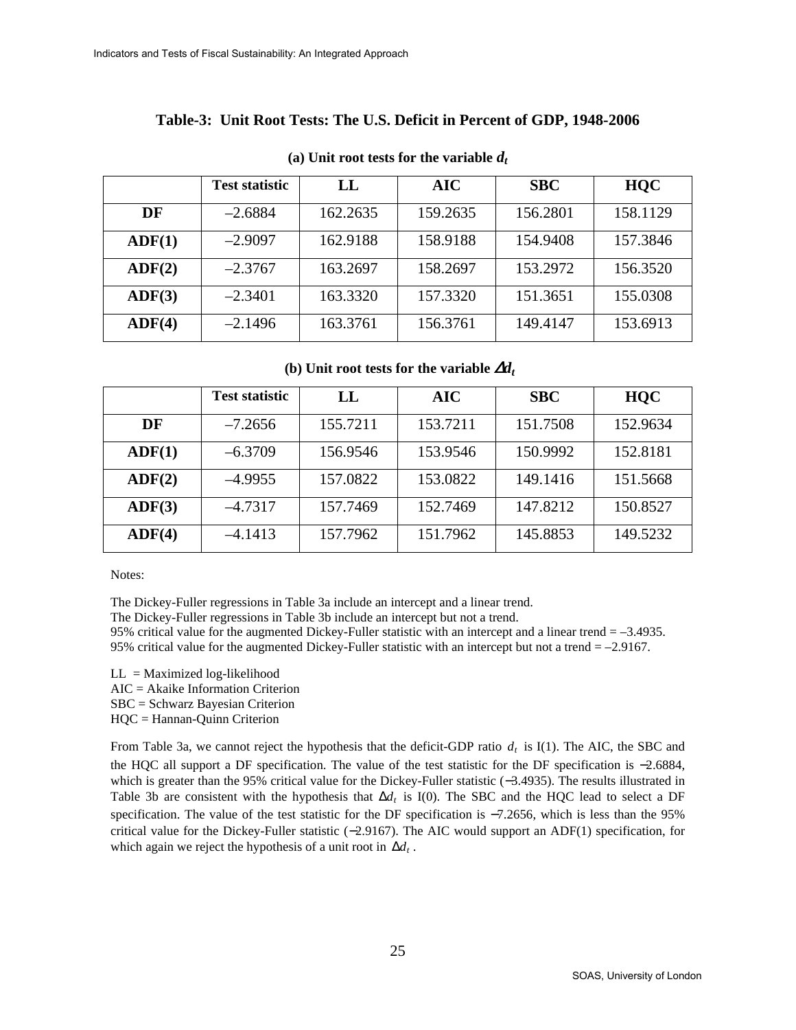### Table-3: Unit Root Tests: The U.S. Deficit in Percent of GDP, 1948-2006

**(a) Unit root tests for the variable $d_t$**

| | Test statistic | LL | AIC | SBC | HQC |
|---|---|---|---|---|---|
| **DF** | –2.6884 | 162.2635 | 159.2635 | 156.2801 | 158.1129 |
| **ADF(1)** | –2.9097 | 162.9188 | 158.9188 | 154.9408 | 157.3846 |
| **ADF(2)** | –2.3767 | 163.2697 | 158.2697 | 153.2972 | 156.3520 |
| **ADF(3)** | –2.3401 | 163.3320 | 157.3320 | 151.3651 | 155.0308 |
| **ADF(4)** | –2.1496 | 163.3761 | 156.3761 | 149.4147 | 153.6913 |

**(b) Unit root tests for the variable $\Delta d_t$**

| | Test statistic | LL | AIC | SBC | HQC |
|---|---|---|---|---|---|
| **DF** | –7.2656 | 155.7211 | 153.7211 | 151.7508 | 152.9634 |
| **ADF(1)** | –6.3709 | 156.9546 | 153.9546 | 150.9992 | 152.8181 |
| **ADF(2)** | –4.9955 | 157.0822 | 153.0822 | 149.1416 | 151.5668 |
| **ADF(3)** | –4.7317 | 157.7469 | 152.7469 | 147.8212 | 150.8527 |
| **ADF(4)** | –4.1413 | 157.7962 | 151.7962 | 145.8853 | 149.5232 |

Notes:

The Dickey-Fuller regressions in Table 3a include an intercept and a linear trend.
The Dickey-Fuller regressions in Table 3b include an intercept but not a trend.
95% critical value for the augmented Dickey-Fuller statistic with an intercept and a linear trend = –3.4935.
95% critical value for the augmented Dickey-Fuller statistic with an intercept but not a trend = –2.9167.

LL = Maximized log-likelihood
AIC = Akaike Information Criterion
SBC = Schwarz Bayesian Criterion
HQC = Hannan-Quinn Criterion

From Table 3a, we cannot reject the hypothesis that the deficit-GDP ratio $d_t$ is I(1). The AIC, the SBC and the HQC all support a DF specification. The value of the test statistic for the DF specification is −2.6884, which is greater than the 95% critical value for the Dickey-Fuller statistic (−3.4935). The results illustrated in Table 3b are consistent with the hypothesis that $\Delta d_t$ is I(0). The SBC and the HQC lead to select a DF specification. The value of the test statistic for the DF specification is −7.2656, which is less than the 95% critical value for the Dickey-Fuller statistic (−2.9167). The AIC would support an ADF(1) specification, for which again we reject the hypothesis of a unit root in $\Delta d_t$.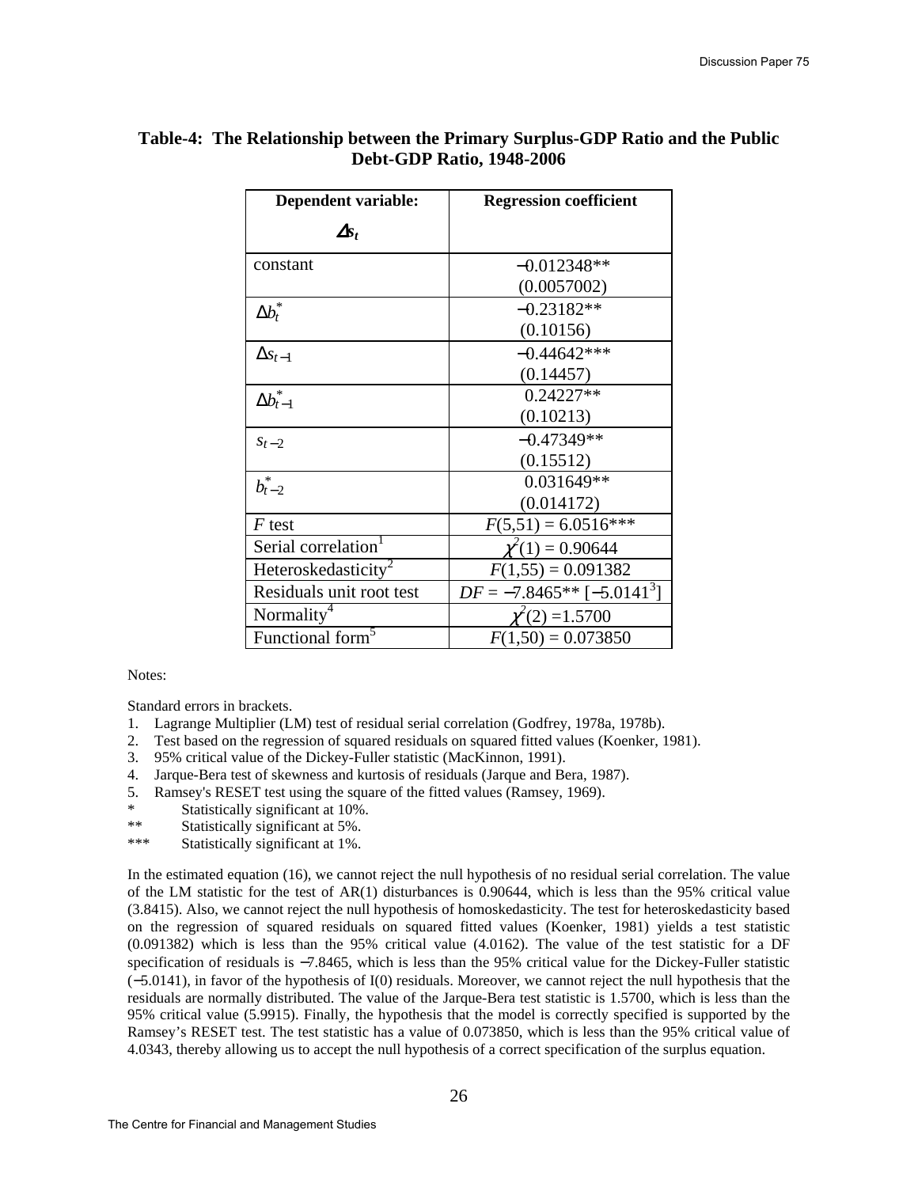**Table-4: The Relationship between the Primary Surplus-GDP Ratio and the Public Debt-GDP Ratio, 1948-2006**

| Dependent variable: $\Delta s_t$ | Regression coefficient |
|---|---|
| constant | −0.012348** (0.0057002) |
| $\Delta b_t^*$ | −0.23182** (0.10156) |
| $\Delta s_{t-1}$ | −0.44642*** (0.14457) |
| $\Delta b_{t-1}^*$ | 0.24227** (0.10213) |
| $s_{t-2}$ | −0.47349** (0.15512) |
| $b_{t-2}^*$ | 0.031649** (0.014172) |
| $F$ test | $F(5,51) = 6.0516$*** |
| Serial correlation[1] | $\chi^2(1) = 0.90644$ |
| Heteroskedasticity[2] | $F(1,55) = 0.091382$ |
| Residuals unit root test | $DF = -7.8465$** [$-5.0141$[3]] |
| Normality[4] | $\chi^2(2) = 1.5700$ |
| Functional form[5] | $F(1,50) = 0.073850$ |

Notes:

Standard errors in brackets.

1. Lagrange Multiplier (LM) test of residual serial correlation (Godfrey, 1978a, 1978b).
2. Test based on the regression of squared residuals on squared fitted values (Koenker, 1981).
3. 95% critical value of the Dickey-Fuller statistic (MacKinnon, 1991).
4. Jarque-Bera test of skewness and kurtosis of residuals (Jarque and Bera, 1987).
5. Ramsey's RESET test using the square of the fitted values (Ramsey, 1969).

\* Statistically significant at 10%.

\** Statistically significant at 5%.

\*** Statistically significant at 1%.

In the estimated equation (16), we cannot reject the null hypothesis of no residual serial correlation. The value of the LM statistic for the test of AR(1) disturbances is 0.90644, which is less than the 95% critical value (3.8415). Also, we cannot reject the null hypothesis of homoskedasticity. The test for heteroskedasticity based on the regression of squared residuals on squared fitted values (Koenker, 1981) yields a test statistic (0.091382) which is less than the 95% critical value (4.0162). The value of the test statistic for a DF specification of residuals is −7.8465, which is less than the 95% critical value for the Dickey-Fuller statistic (−5.0141), in favor of the hypothesis of I(0) residuals. Moreover, we cannot reject the null hypothesis that the residuals are normally distributed. The value of the Jarque-Bera test statistic is 1.5700, which is less than the 95% critical value (5.9915). Finally, the hypothesis that the model is correctly specified is supported by the Ramsey's RESET test. The test statistic has a value of 0.073850, which is less than the 95% critical value of 4.0343, thereby allowing us to accept the null hypothesis of a correct specification of the surplus equation.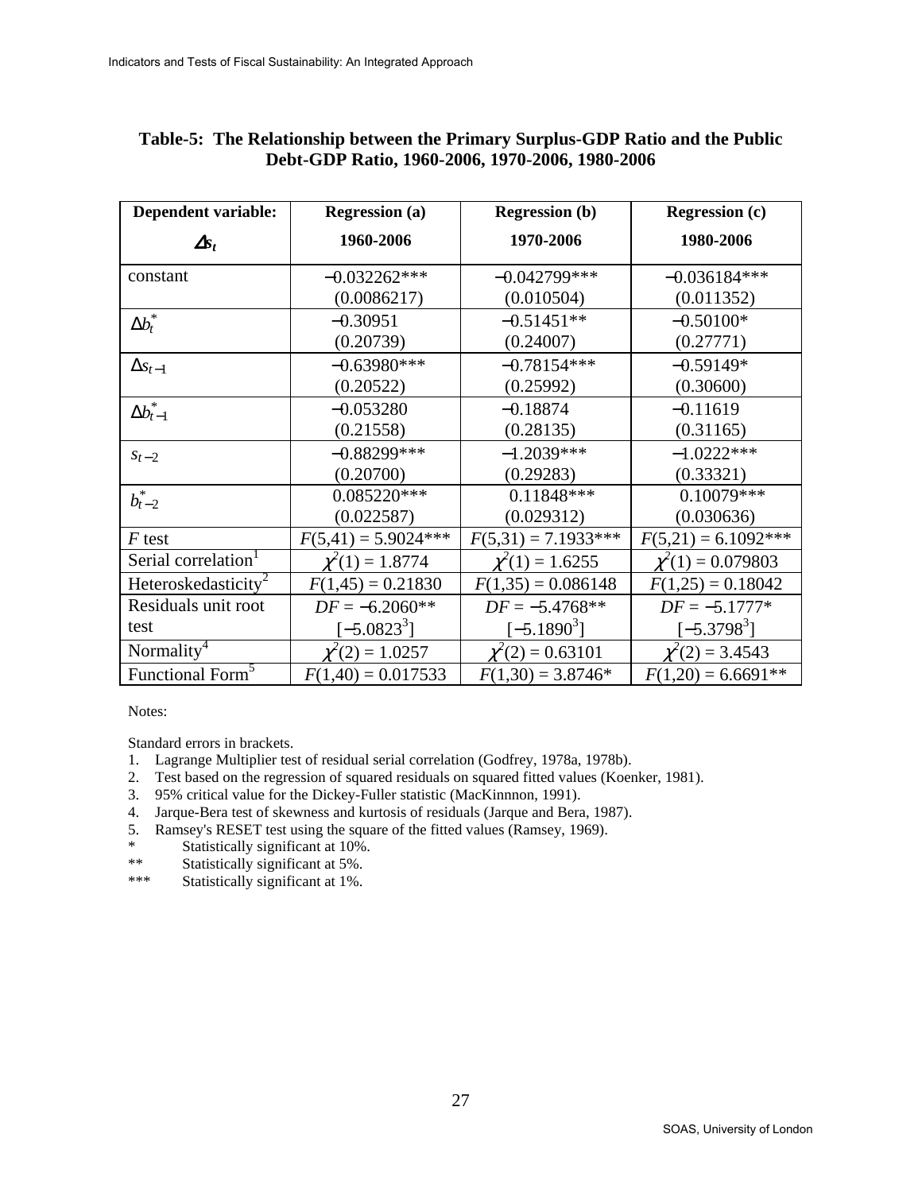**Table-5: The Relationship between the Primary Surplus-GDP Ratio and the Public Debt-GDP Ratio, 1960-2006, 1970-2006, 1980-2006**

| **Dependent variable:** $\Delta s_t$ | **Regression (a)** 1960-2006 | **Regression (b)** 1970-2006 | **Regression (c)** 1980-2006 |
|---|---|---|---|
| constant | −0.032262*** (0.0086217) | −0.042799*** (0.010504) | −0.036184*** (0.011352) |
| $\Delta b_t^*$ | −0.30951 (0.20739) | −0.51451** (0.24007) | −0.50100* (0.27771) |
| $\Delta s_{t-1}$ | −0.63980*** (0.20522) | −0.78154*** (0.25992) | −0.59149* (0.30600) |
| $\Delta b_{t-1}^*$ | −0.053280 (0.21558) | −0.18874 (0.28135) | −0.11619 (0.31165) |
| $s_{t-2}$ | −0.88299*** (0.20700) | −1.2039*** (0.29283) | −1.0222*** (0.33321) |
| $b_{t-2}^*$ | 0.085220*** (0.022587) | 0.11848*** (0.029312) | 0.10079*** (0.030636) |
| $F$ test | $F(5,41) = 5.9024$*** | $F(5,31) = 7.1933$*** | $F(5,21) = 6.1092$*** |
| Serial correlation[1] | $\chi^2(1) = 1.8774$ | $\chi^2(1) = 1.6255$ | $\chi^2(1) = 0.079803$ |
| Heteroskedasticity[2] | $F(1,45) = 0.21830$ | $F(1,35) = 0.086148$ | $F(1,25) = 0.18042$ |
| Residuals unit root test | $DF = -6.2060$** [$-5.0823$[3]] | $DF = -5.4768$** [$-5.1890$[3]] | $DF = -5.1777$* [$-5.3798$[3]] |
| Normality[4] | $\chi^2(2) = 1.0257$ | $\chi^2(2) = 0.63101$ | $\chi^2(2) = 3.4543$ |
| Functional Form[5] | $F(1,40) = 0.017533$ | $F(1,30) = 3.8746$* | $F(1,20) = 6.6691$** |

Notes:

Standard errors in brackets.

1. Lagrange Multiplier test of residual serial correlation (Godfrey, 1978a, 1978b).
2. Test based on the regression of squared residuals on squared fitted values (Koenker, 1981).
3. 95% critical value for the Dickey-Fuller statistic (MacKinnnon, 1991).
4. Jarque-Bera test of skewness and kurtosis of residuals (Jarque and Bera, 1987).
5. Ramsey's RESET test using the square of the fitted values (Ramsey, 1969).

\* Statistically significant at 10%.

\** Statistically significant at 5%.

\*** Statistically significant at 1%.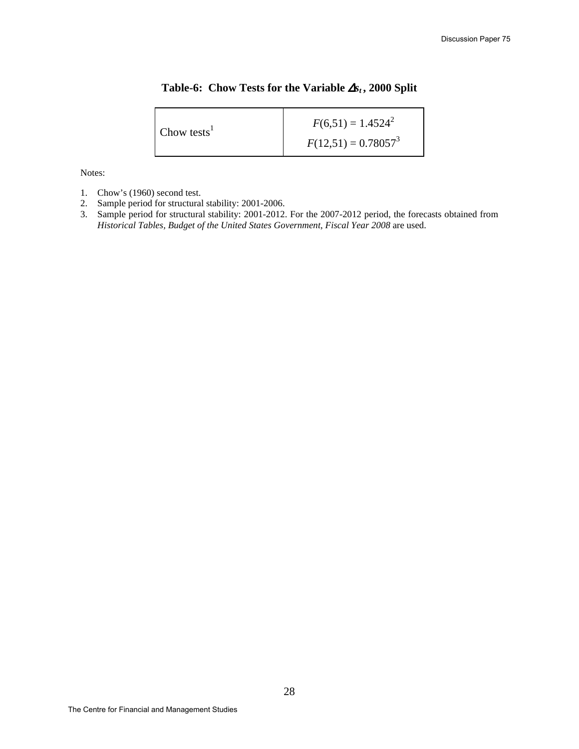**Table-6: Chow Tests for the Variable $\Delta s_t$, 2000 Split**

| | |
|---|---|
| Chow tests[1] | $F(6,51) = 1.4524$[2] <br> $F(12,51) = 0.78057$[3] |

Notes:

1. Chow's (1960) second test.
2. Sample period for structural stability: 2001-2006.
3. Sample period for structural stability: 2001-2012. For the 2007-2012 period, the forecasts obtained from *Historical Tables, Budget of the United States Government, Fiscal Year 2008* are used.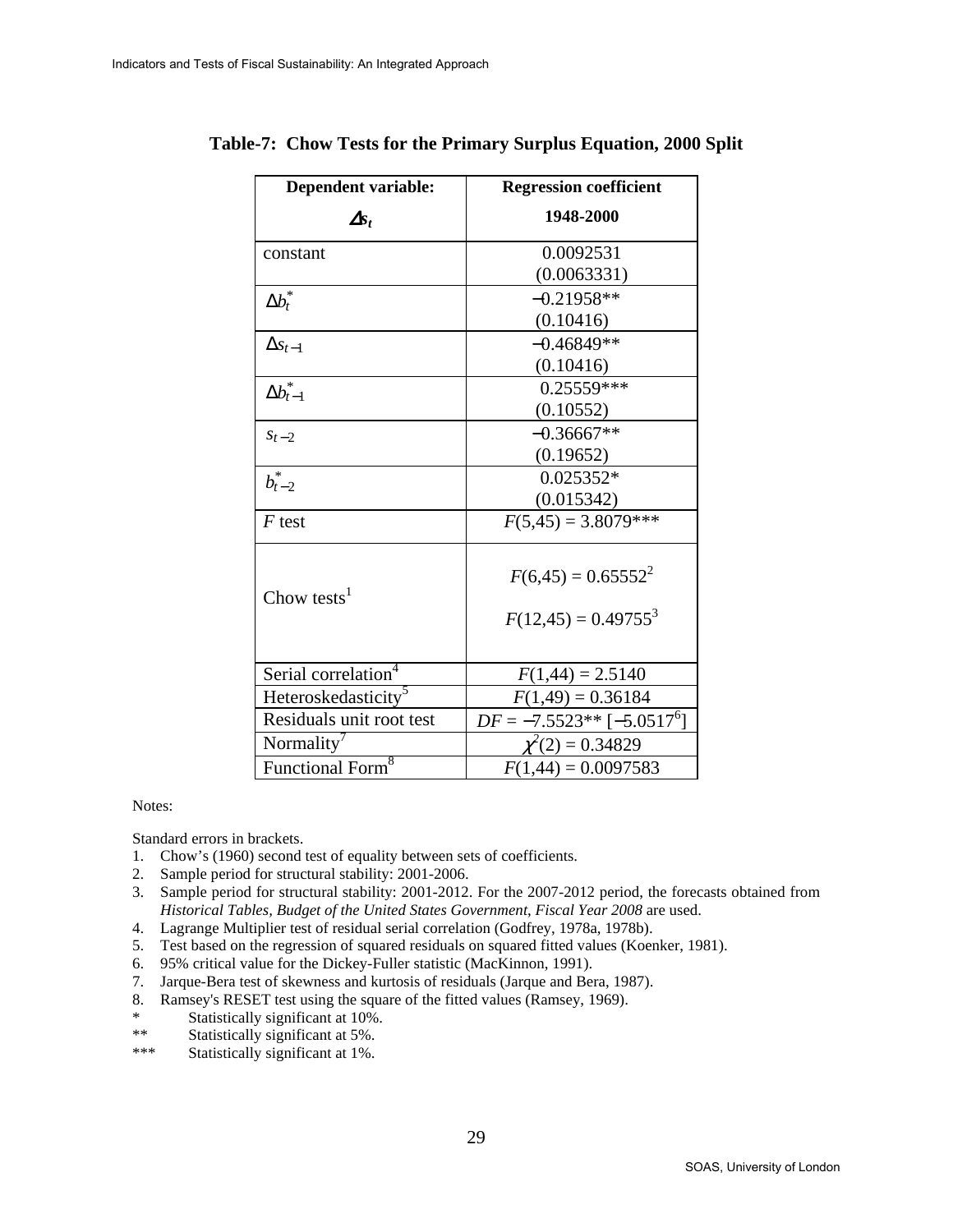**Table-7: Chow Tests for the Primary Surplus Equation, 2000 Split**

| **Dependent variable:** $\Delta s_t$ | **Regression coefficient 1948-2000** |
|---|---|
| constant | 0.0092531 (0.0063331) |
| $\Delta b_t^*$ | −0.21958** (0.10416) |
| $\Delta s_{t-1}$ | −0.46849** (0.10416) |
| $\Delta b_{t-1}^*$ | 0.25559*** (0.10552) |
| $s_{t-2}$ | −0.36667** (0.19652) |
| $b_{t-2}^*$ | 0.025352* (0.015342) |
| $F$ test | $F(5,45) = 3.8079$*** |
| Chow tests[1] | $F(6,45) = 0.65552$[2] $F(12,45) = 0.49755$[3] |
| Serial correlation[4] | $F(1,44) = 2.5140$ |
| Heteroskedasticity[5] | $F(1,49) = 0.36184$ |
| Residuals unit root test | $DF = -7.5523$** [$-5.0517$[6]] |
| Normality[7] | $\chi^2(2) = 0.34829$ |
| Functional Form[8] | $F(1,44) = 0.0097583$ |

Notes:

Standard errors in brackets.

1. Chow's (1960) second test of equality between sets of coefficients.
2. Sample period for structural stability: 2001-2006.
3. Sample period for structural stability: 2001-2012. For the 2007-2012 period, the forecasts obtained from *Historical Tables, Budget of the United States Government, Fiscal Year 2008* are used.
4. Lagrange Multiplier test of residual serial correlation (Godfrey, 1978a, 1978b).
5. Test based on the regression of squared residuals on squared fitted values (Koenker, 1981).
6. 95% critical value for the Dickey-Fuller statistic (MacKinnon, 1991).
7. Jarque-Bera test of skewness and kurtosis of residuals (Jarque and Bera, 1987).
8. Ramsey's RESET test using the square of the fitted values (Ramsey, 1969).

\* Statistically significant at 10%.

\** Statistically significant at 5%.

\*** Statistically significant at 1%.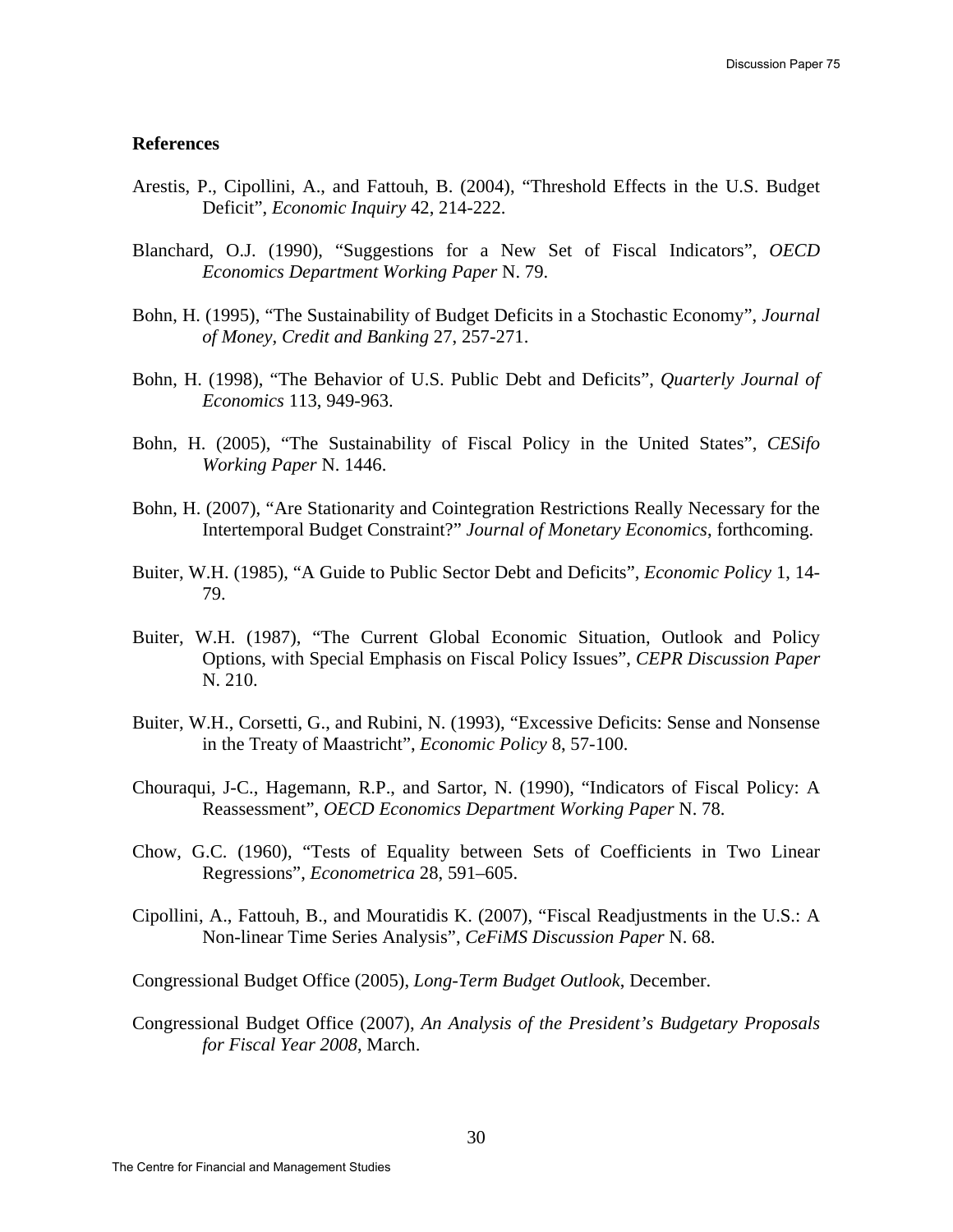## References

Arestis, P., Cipollini, A., and Fattouh, B. (2004), "Threshold Effects in the U.S. Budget Deficit", *Economic Inquiry* 42, 214-222.

Blanchard, O.J. (1990), "Suggestions for a New Set of Fiscal Indicators", *OECD Economics Department Working Paper* N. 79.

Bohn, H. (1995), "The Sustainability of Budget Deficits in a Stochastic Economy", *Journal of Money, Credit and Banking* 27, 257-271.

Bohn, H. (1998), "The Behavior of U.S. Public Debt and Deficits", *Quarterly Journal of Economics* 113, 949-963.

Bohn, H. (2005), "The Sustainability of Fiscal Policy in the United States", *CESifo Working Paper* N. 1446.

Bohn, H. (2007), "Are Stationarity and Cointegration Restrictions Really Necessary for the Intertemporal Budget Constraint?" *Journal of Monetary Economics*, forthcoming.

Buiter, W.H. (1985), "A Guide to Public Sector Debt and Deficits", *Economic Policy* 1, 14-79.

Buiter, W.H. (1987), "The Current Global Economic Situation, Outlook and Policy Options, with Special Emphasis on Fiscal Policy Issues", *CEPR Discussion Paper* N. 210.

Buiter, W.H., Corsetti, G., and Rubini, N. (1993), "Excessive Deficits: Sense and Nonsense in the Treaty of Maastricht", *Economic Policy* 8, 57-100.

Chouraqui, J-C., Hagemann, R.P., and Sartor, N. (1990), "Indicators of Fiscal Policy: A Reassessment", *OECD Economics Department Working Paper* N. 78.

Chow, G.C. (1960), "Tests of Equality between Sets of Coefficients in Two Linear Regressions", *Econometrica* 28, 591–605.

Cipollini, A., Fattouh, B., and Mouratidis K. (2007), "Fiscal Readjustments in the U.S.: A Non-linear Time Series Analysis", *CeFiMS Discussion Paper* N. 68.

Congressional Budget Office (2005), *Long-Term Budget Outlook*, December.

Congressional Budget Office (2007), *An Analysis of the President's Budgetary Proposals for Fiscal Year 2008*, March.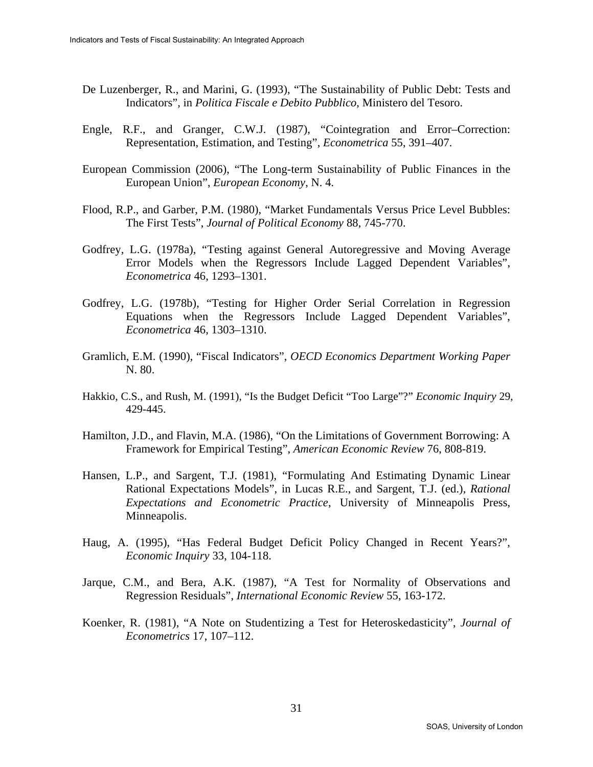De Luzenberger, R., and Marini, G. (1993), “The Sustainability of Public Debt: Tests and Indicators”, in *Politica Fiscale e Debito Pubblico*, Ministero del Tesoro.

Engle, R.F., and Granger, C.W.J. (1987), “Cointegration and Error–Correction: Representation, Estimation, and Testing”, *Econometrica* 55, 391–407.

European Commission (2006), “The Long-term Sustainability of Public Finances in the European Union”, *European Economy*, N. 4.

Flood, R.P., and Garber, P.M. (1980), “Market Fundamentals Versus Price Level Bubbles: The First Tests”, *Journal of Political Economy* 88, 745-770.

Godfrey, L.G. (1978a), “Testing against General Autoregressive and Moving Average Error Models when the Regressors Include Lagged Dependent Variables”, *Econometrica* 46, 1293–1301.

Godfrey, L.G. (1978b), “Testing for Higher Order Serial Correlation in Regression Equations when the Regressors Include Lagged Dependent Variables”, *Econometrica* 46, 1303–1310.

Gramlich, E.M. (1990), “Fiscal Indicators”, *OECD Economics Department Working Paper* N. 80.

Hakkio, C.S., and Rush, M. (1991), “Is the Budget Deficit “Too Large”?” *Economic Inquiry* 29, 429-445.

Hamilton, J.D., and Flavin, M.A. (1986), “On the Limitations of Government Borrowing: A Framework for Empirical Testing”, *American Economic Review* 76, 808-819.

Hansen, L.P., and Sargent, T.J. (1981), “Formulating And Estimating Dynamic Linear Rational Expectations Models”, in Lucas R.E., and Sargent, T.J. (ed.), *Rational Expectations and Econometric Practice*, University of Minneapolis Press, Minneapolis.

Haug, A. (1995), “Has Federal Budget Deficit Policy Changed in Recent Years?”, *Economic Inquiry* 33, 104-118.

Jarque, C.M., and Bera, A.K. (1987), “A Test for Normality of Observations and Regression Residuals”, *International Economic Review* 55, 163-172.

Koenker, R. (1981), “A Note on Studentizing a Test for Heteroskedasticity”, *Journal of Econometrics* 17, 107–112.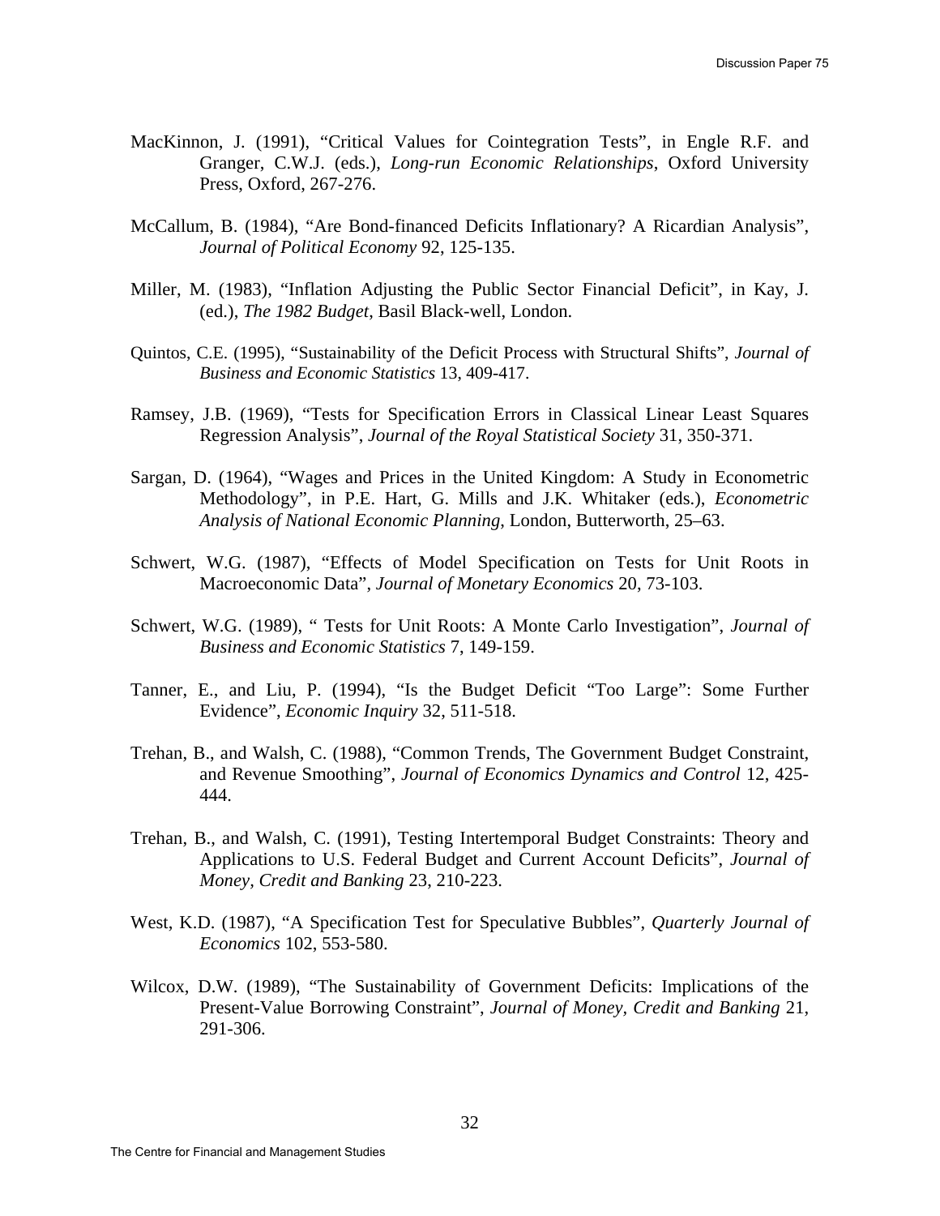MacKinnon, J. (1991), "Critical Values for Cointegration Tests", in Engle R.F. and Granger, C.W.J. (eds.), *Long-run Economic Relationships*, Oxford University Press, Oxford, 267-276.

McCallum, B. (1984), "Are Bond-financed Deficits Inflationary? A Ricardian Analysis", *Journal of Political Economy* 92, 125-135.

Miller, M. (1983), "Inflation Adjusting the Public Sector Financial Deficit", in Kay, J. (ed.), *The 1982 Budget*, Basil Black-well, London.

Quintos, C.E. (1995), "Sustainability of the Deficit Process with Structural Shifts", *Journal of Business and Economic Statistics* 13, 409-417.

Ramsey, J.B. (1969), "Tests for Specification Errors in Classical Linear Least Squares Regression Analysis", *Journal of the Royal Statistical Society* 31, 350-371.

Sargan, D. (1964), "Wages and Prices in the United Kingdom: A Study in Econometric Methodology", in P.E. Hart, G. Mills and J.K. Whitaker (eds.), *Econometric Analysis of National Economic Planning*, London, Butterworth, 25–63.

Schwert, W.G. (1987), "Effects of Model Specification on Tests for Unit Roots in Macroeconomic Data", *Journal of Monetary Economics* 20, 73-103.

Schwert, W.G. (1989), " Tests for Unit Roots: A Monte Carlo Investigation", *Journal of Business and Economic Statistics* 7, 149-159.

Tanner, E., and Liu, P. (1994), "Is the Budget Deficit "Too Large": Some Further Evidence", *Economic Inquiry* 32, 511-518.

Trehan, B., and Walsh, C. (1988), "Common Trends, The Government Budget Constraint, and Revenue Smoothing", *Journal of Economics Dynamics and Control* 12, 425-444.

Trehan, B., and Walsh, C. (1991), Testing Intertemporal Budget Constraints: Theory and Applications to U.S. Federal Budget and Current Account Deficits", *Journal of Money, Credit and Banking* 23, 210-223.

West, K.D. (1987), "A Specification Test for Speculative Bubbles", *Quarterly Journal of Economics* 102, 553-580.

Wilcox, D.W. (1989), "The Sustainability of Government Deficits: Implications of the Present-Value Borrowing Constraint", *Journal of Money, Credit and Banking* 21, 291-306.